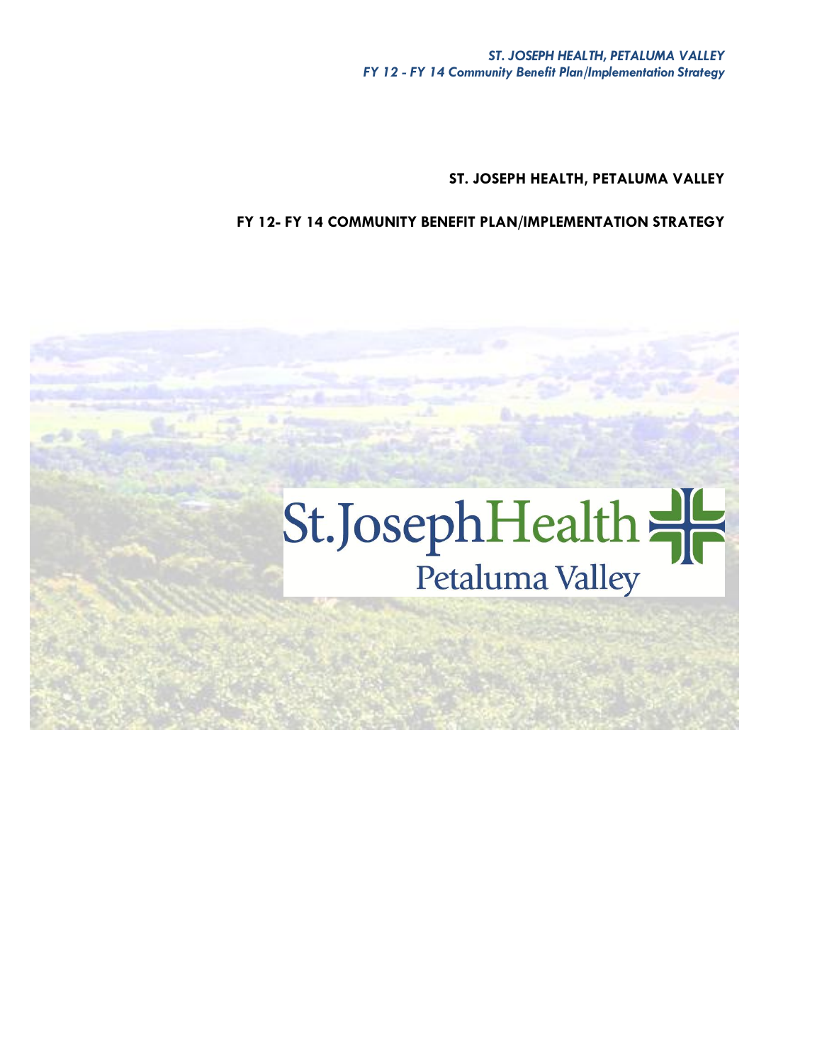# ST. JOSEPH HEALTH, PETALUMA VALLEY

## FY 12- FY 14 COMMUNITY BENEFIT PLAN/IMPLEMENTATION STRATEGY

St.JosephHealth
Petaluma Valley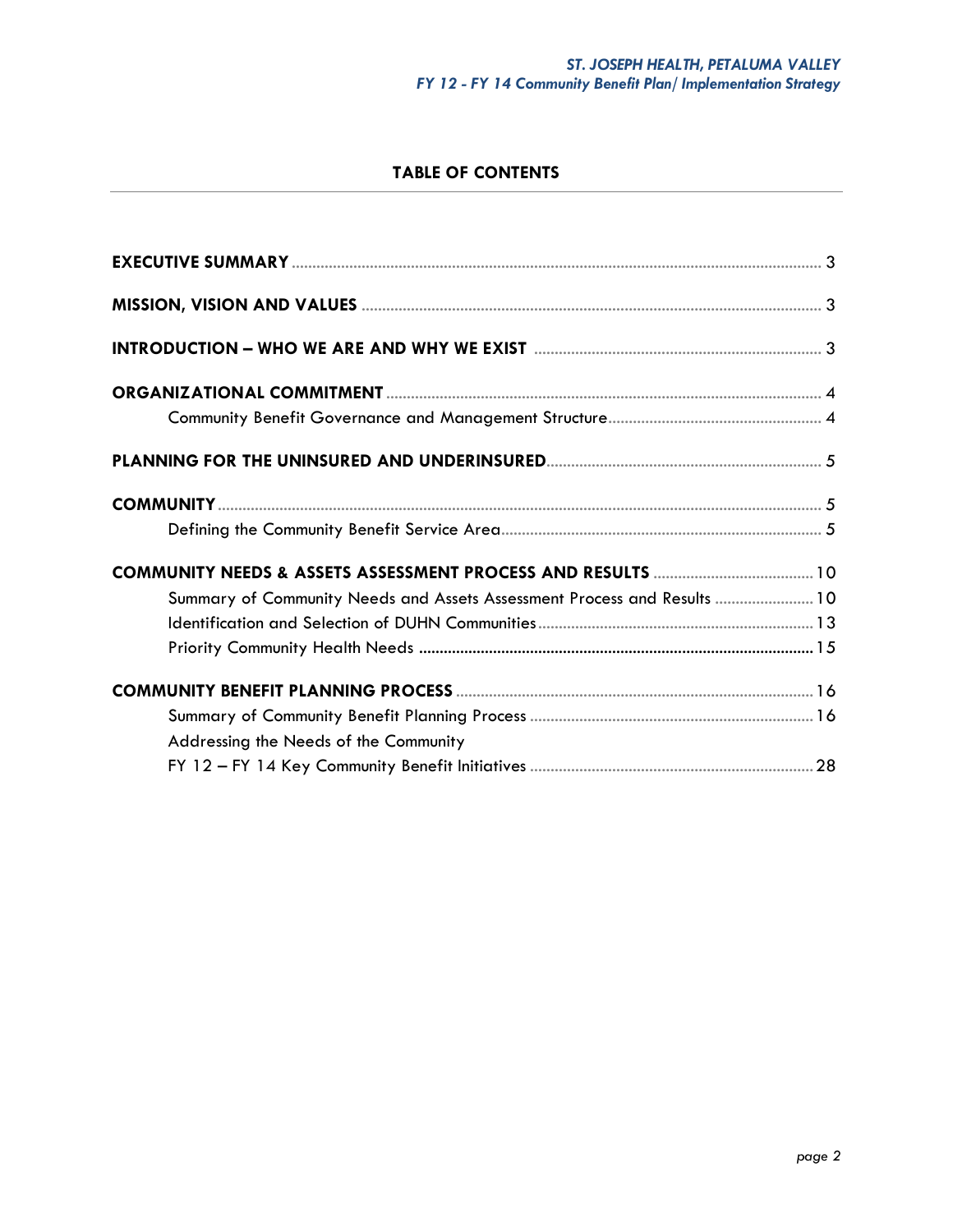## TABLE OF CONTENTS

**EXECUTIVE SUMMARY** ........................................................................ 3

**MISSION, VISION AND VALUES** ........................................................ 3

**INTRODUCTION – WHO WE ARE AND WHY WE EXIST** ...................... 3

**ORGANIZATIONAL COMMITMENT** ................................................... 4

- Community Benefit Governance and Management Structure ................ 4

**PLANNING FOR THE UNINSURED AND UNDERINSURED** ..................... 5

**COMMUNITY** ...................................................................................... 5

- Defining the Community Benefit Service Area ...................................... 5

**COMMUNITY NEEDS & ASSETS ASSESSMENT PROCESS AND RESULTS** ........ 10

- Summary of Community Needs and Assets Assessment Process and Results ........ 10
- Identification and Selection of DUHN Communities ................................ 13
- Priority Community Health Needs ........................................................ 15

**COMMUNITY BENEFIT PLANNING PROCESS** ........................................ 16

- Summary of Community Benefit Planning Process .................................. 16
- Addressing the Needs of the Community
  FY 12 – FY 14 Key Community Benefit Initiatives ................................. 28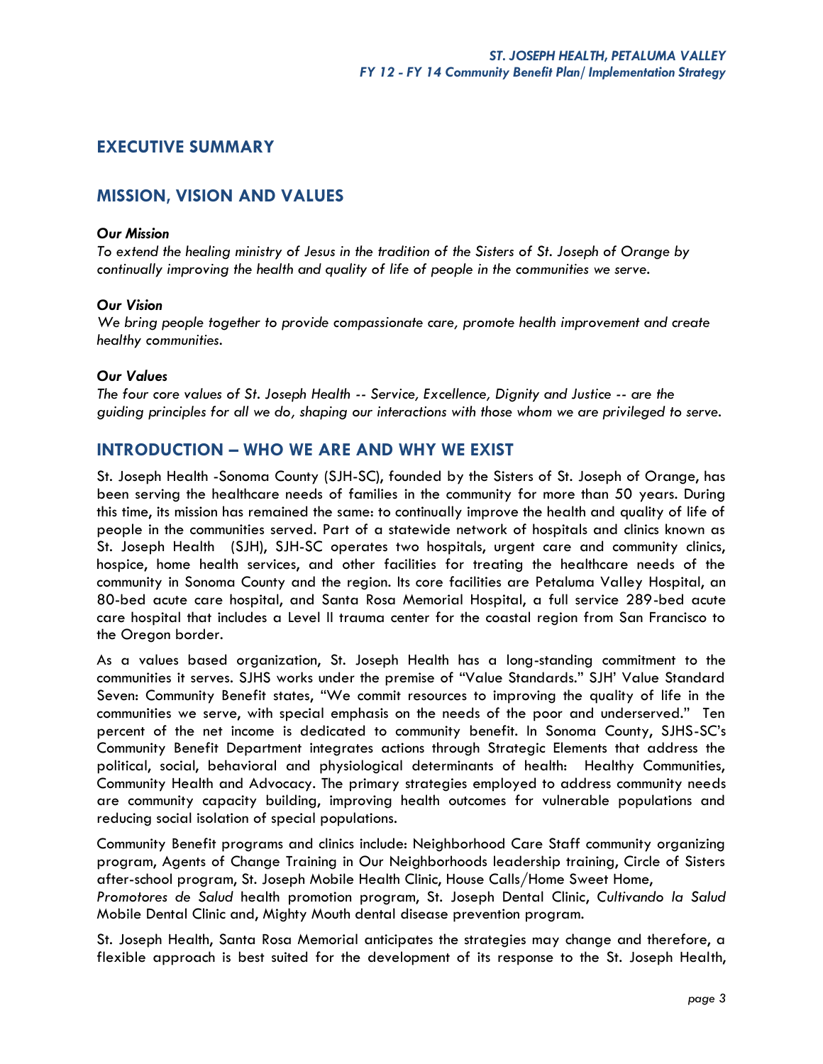## EXECUTIVE SUMMARY

## MISSION, VISION AND VALUES

***Our Mission***

*To extend the healing ministry of Jesus in the tradition of the Sisters of St. Joseph of Orange by continually improving the health and quality of life of people in the communities we serve.*

***Our Vision***

*We bring people together to provide compassionate care, promote health improvement and create healthy communities.*

***Our Values***

*The four core values of St. Joseph Health -- Service, Excellence, Dignity and Justice -- are the guiding principles for all we do, shaping our interactions with those whom we are privileged to serve.*

## INTRODUCTION – WHO WE ARE AND WHY WE EXIST

St. Joseph Health -Sonoma County (SJH-SC), founded by the Sisters of St. Joseph of Orange, has been serving the healthcare needs of families in the community for more than 50 years. During this time, its mission has remained the same: to continually improve the health and quality of life of people in the communities served. Part of a statewide network of hospitals and clinics known as St. Joseph Health (SJH), SJH-SC operates two hospitals, urgent care and community clinics, hospice, home health services, and other facilities for treating the healthcare needs of the community in Sonoma County and the region. Its core facilities are Petaluma Valley Hospital, an 80-bed acute care hospital, and Santa Rosa Memorial Hospital, a full service 289-bed acute care hospital that includes a Level II trauma center for the coastal region from San Francisco to the Oregon border.

As a values based organization, St. Joseph Health has a long-standing commitment to the communities it serves. SJHS works under the premise of "Value Standards." SJH' Value Standard Seven: Community Benefit states, "We commit resources to improving the quality of life in the communities we serve, with special emphasis on the needs of the poor and underserved." Ten percent of the net income is dedicated to community benefit. In Sonoma County, SJHS-SC's Community Benefit Department integrates actions through Strategic Elements that address the political, social, behavioral and physiological determinants of health: Healthy Communities, Community Health and Advocacy. The primary strategies employed to address community needs are community capacity building, improving health outcomes for vulnerable populations and reducing social isolation of special populations.

Community Benefit programs and clinics include: Neighborhood Care Staff community organizing program, Agents of Change Training in Our Neighborhoods leadership training, Circle of Sisters after-school program, St. Joseph Mobile Health Clinic, House Calls/Home Sweet Home, *Promotores de Salud* health promotion program, St. Joseph Dental Clinic, *Cultivando la Salud* Mobile Dental Clinic and, Mighty Mouth dental disease prevention program.

St. Joseph Health, Santa Rosa Memorial anticipates the strategies may change and therefore, a flexible approach is best suited for the development of its response to the St. Joseph Health,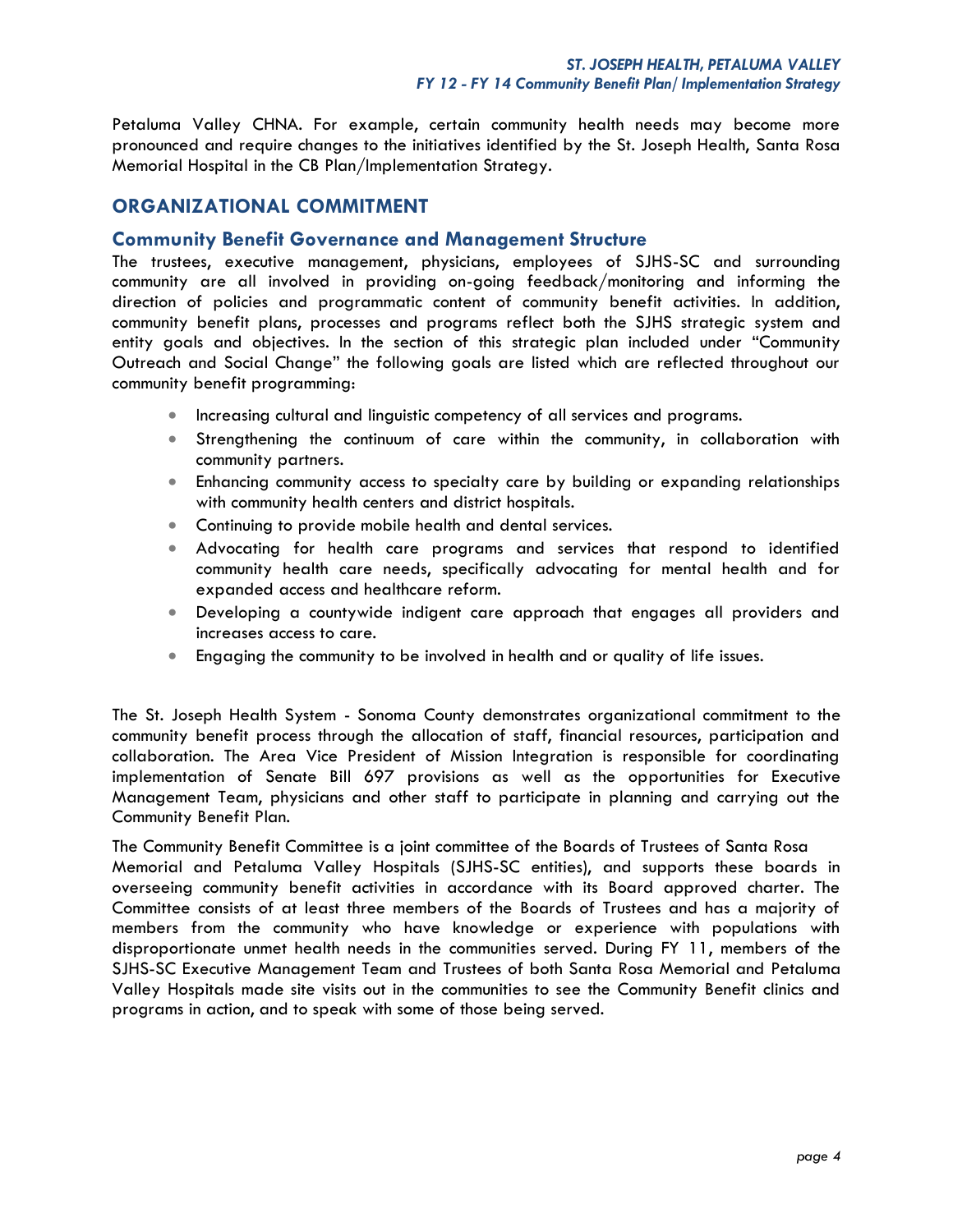Petaluma Valley CHNA. For example, certain community health needs may become more pronounced and require changes to the initiatives identified by the St. Joseph Health, Santa Rosa Memorial Hospital in the CB Plan/Implementation Strategy.

## ORGANIZATIONAL COMMITMENT

### Community Benefit Governance and Management Structure

The trustees, executive management, physicians, employees of SJHS-SC and surrounding community are all involved in providing on-going feedback/monitoring and informing the direction of policies and programmatic content of community benefit activities. In addition, community benefit plans, processes and programs reflect both the SJHS strategic system and entity goals and objectives. In the section of this strategic plan included under "Community Outreach and Social Change" the following goals are listed which are reflected throughout our community benefit programming:

- Increasing cultural and linguistic competency of all services and programs.
- Strengthening the continuum of care within the community, in collaboration with community partners.
- Enhancing community access to specialty care by building or expanding relationships with community health centers and district hospitals.
- Continuing to provide mobile health and dental services.
- Advocating for health care programs and services that respond to identified community health care needs, specifically advocating for mental health and for expanded access and healthcare reform.
- Developing a countywide indigent care approach that engages all providers and increases access to care.
- Engaging the community to be involved in health and or quality of life issues.

The St. Joseph Health System - Sonoma County demonstrates organizational commitment to the community benefit process through the allocation of staff, financial resources, participation and collaboration. The Area Vice President of Mission Integration is responsible for coordinating implementation of Senate Bill 697 provisions as well as the opportunities for Executive Management Team, physicians and other staff to participate in planning and carrying out the Community Benefit Plan.

The Community Benefit Committee is a joint committee of the Boards of Trustees of Santa Rosa Memorial and Petaluma Valley Hospitals (SJHS-SC entities), and supports these boards in overseeing community benefit activities in accordance with its Board approved charter. The Committee consists of at least three members of the Boards of Trustees and has a majority of members from the community who have knowledge or experience with populations with disproportionate unmet health needs in the communities served. During FY 11, members of the SJHS-SC Executive Management Team and Trustees of both Santa Rosa Memorial and Petaluma Valley Hospitals made site visits out in the communities to see the Community Benefit clinics and programs in action, and to speak with some of those being served.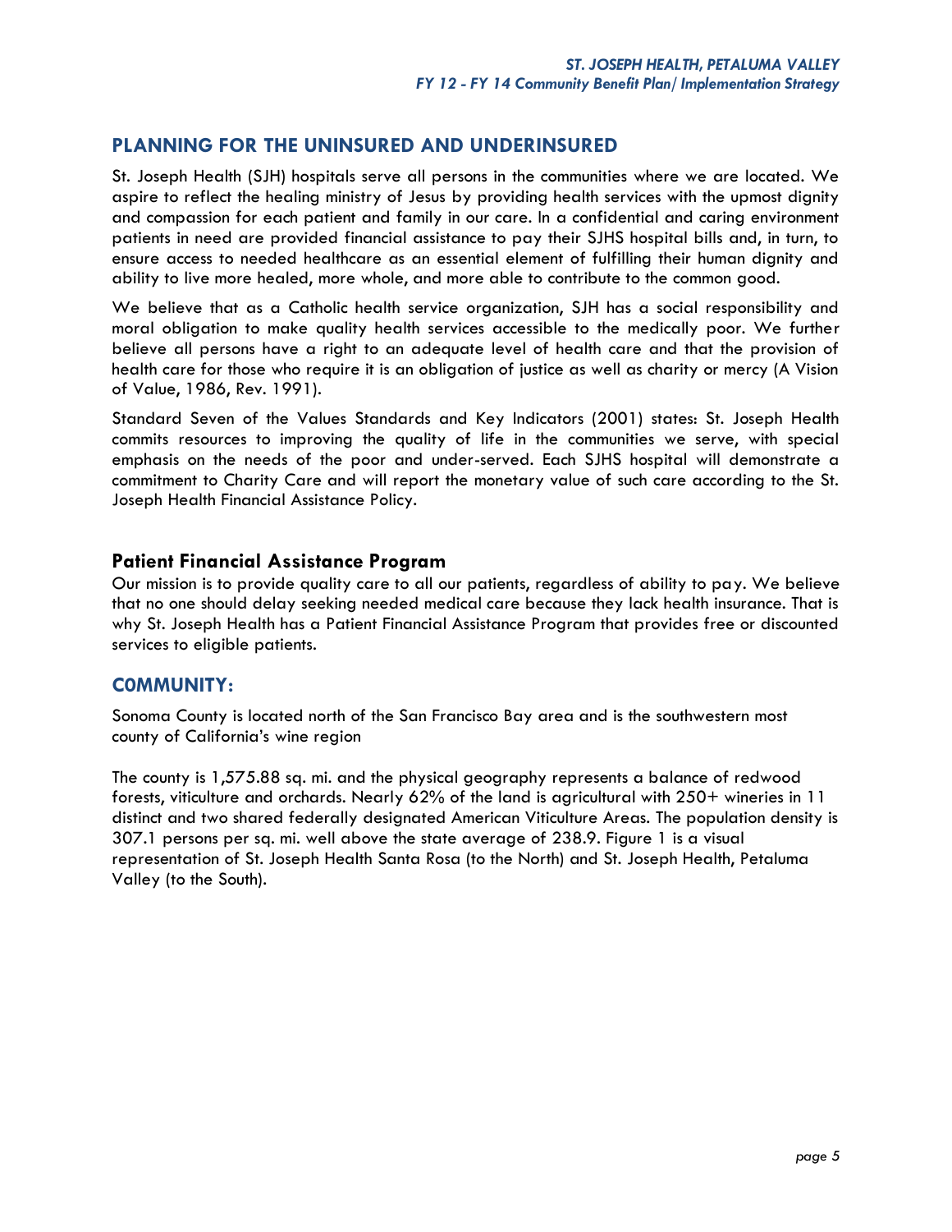## PLANNING FOR THE UNINSURED AND UNDERINSURED

St. Joseph Health (SJH) hospitals serve all persons in the communities where we are located. We aspire to reflect the healing ministry of Jesus by providing health services with the upmost dignity and compassion for each patient and family in our care. In a confidential and caring environment patients in need are provided financial assistance to pay their SJHS hospital bills and, in turn, to ensure access to needed healthcare as an essential element of fulfilling their human dignity and ability to live more healed, more whole, and more able to contribute to the common good.

We believe that as a Catholic health service organization, SJH has a social responsibility and moral obligation to make quality health services accessible to the medically poor. We further believe all persons have a right to an adequate level of health care and that the provision of health care for those who require it is an obligation of justice as well as charity or mercy (A Vision of Value, 1986, Rev. 1991).

Standard Seven of the Values Standards and Key Indicators (2001) states: St. Joseph Health commits resources to improving the quality of life in the communities we serve, with special emphasis on the needs of the poor and under-served. Each SJHS hospital will demonstrate a commitment to Charity Care and will report the monetary value of such care according to the St. Joseph Health Financial Assistance Policy.

### Patient Financial Assistance Program

Our mission is to provide quality care to all our patients, regardless of ability to pay. We believe that no one should delay seeking needed medical care because they lack health insurance. That is why St. Joseph Health has a Patient Financial Assistance Program that provides free or discounted services to eligible patients.

## C0MMUNITY:

Sonoma County is located north of the San Francisco Bay area and is the southwestern most county of California's wine region

The county is 1,575.88 sq. mi. and the physical geography represents a balance of redwood forests, viticulture and orchards. Nearly 62% of the land is agricultural with 250+ wineries in 11 distinct and two shared federally designated American Viticulture Areas. The population density is 307.1 persons per sq. mi. well above the state average of 238.9. Figure 1 is a visual representation of St. Joseph Health Santa Rosa (to the North) and St. Joseph Health, Petaluma Valley (to the South).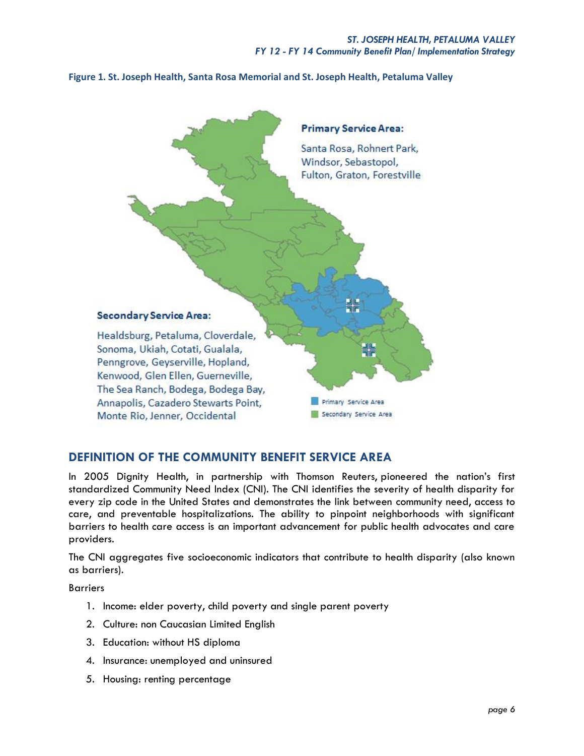**Figure 1. St. Joseph Health, Santa Rosa Memorial and St. Joseph Health, Petaluma Valley**

**Primary Service Area:**

Santa Rosa, Rohnert Park, Windsor, Sebastopol, Fulton, Graton, Forestville

**Secondary Service Area:**

Healdsburg, Petaluma, Cloverdale, Sonoma, Ukiah, Cotati, Gualala, Penngrove, Geyserville, Hopland, Kenwood, Glen Ellen, Guerneville, The Sea Ranch, Bodega, Bodega Bay, Annapolis, Cazadero Stewarts Point, Monte Rio, Jenner, Occidental

Primary Service Area
Secondary Service Area

## DEFINITION OF THE COMMUNITY BENEFIT SERVICE AREA

In 2005 Dignity Health, in partnership with Thomson Reuters, pioneered the nation's first standardized Community Need Index (CNI). The CNI identifies the severity of health disparity for every zip code in the United States and demonstrates the link between community need, access to care, and preventable hospitalizations. The ability to pinpoint neighborhoods with significant barriers to health care access is an important advancement for public health advocates and care providers.

The CNI aggregates five socioeconomic indicators that contribute to health disparity (also known as barriers).

Barriers

1. Income: elder poverty, child poverty and single parent poverty
2. Culture: non Caucasian Limited English
3. Education: without HS diploma
4. Insurance: unemployed and uninsured
5. Housing: renting percentage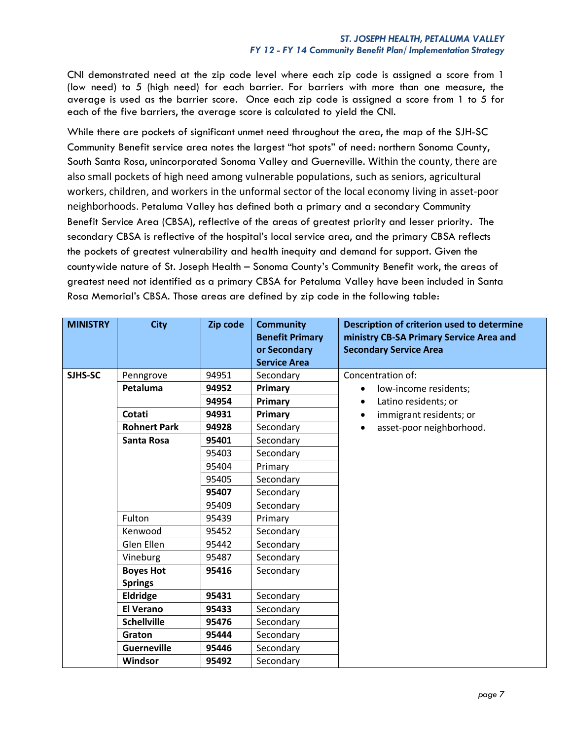CNI demonstrated need at the zip code level where each zip code is assigned a score from 1 (low need) to 5 (high need) for each barrier. For barriers with more than one measure, the average is used as the barrier score. Once each zip code is assigned a score from 1 to 5 for each of the five barriers, the average score is calculated to yield the CNI.

While there are pockets of significant unmet need throughout the area, the map of the SJH-SC Community Benefit service area notes the largest "hot spots" of need: northern Sonoma County, South Santa Rosa, unincorporated Sonoma Valley and Guerneville. Within the county, there are also small pockets of high need among vulnerable populations, such as seniors, agricultural workers, children, and workers in the unformal sector of the local economy living in asset-poor neighborhoods. Petaluma Valley has defined both a primary and a secondary Community Benefit Service Area (CBSA), reflective of the areas of greatest priority and lesser priority. The secondary CBSA is reflective of the hospital's local service area, and the primary CBSA reflects the pockets of greatest vulnerability and health inequity and demand for support. Given the countywide nature of St. Joseph Health – Sonoma County's Community Benefit work, the areas of greatest need not identified as a primary CBSA for Petaluma Valley have been included in Santa Rosa Memorial's CBSA. Those areas are defined by zip code in the following table:

| MINISTRY | City | Zip code | Community Benefit Primary or Secondary Service Area | Description of criterion used to determine ministry CB-SA Primary Service Area and Secondary Service Area |
|---|---|---|---|---|
| **SJHS-SC** | Penngrove | 94951 | Secondary | Concentration of:<br>• low-income residents;<br>• Latino residents; or<br>• immigrant residents; or<br>• asset-poor neighborhood. |
| | **Petaluma** | **94952** | **Primary** | |
| | | **94954** | **Primary** | |
| | **Cotati** | **94931** | **Primary** | |
| | **Rohnert Park** | **94928** | Secondary | |
| | **Santa Rosa** | **95401** | Secondary | |
| | | 95403 | Secondary | |
| | | 95404 | Primary | |
| | | 95405 | Secondary | |
| | | **95407** | Secondary | |
| | | 95409 | Secondary | |
| | Fulton | 95439 | Primary | |
| | Kenwood | 95452 | Secondary | |
| | Glen Ellen | 95442 | Secondary | |
| | Vineburg | 95487 | Secondary | |
| | **Boyes Hot Springs** | **95416** | Secondary | |
| | **Eldridge** | **95431** | Secondary | |
| | **El Verano** | **95433** | Secondary | |
| | **Schellville** | **95476** | Secondary | |
| | **Graton** | **95444** | Secondary | |
| | **Guerneville** | **95446** | Secondary | |
| | **Windsor** | **95492** | Secondary | |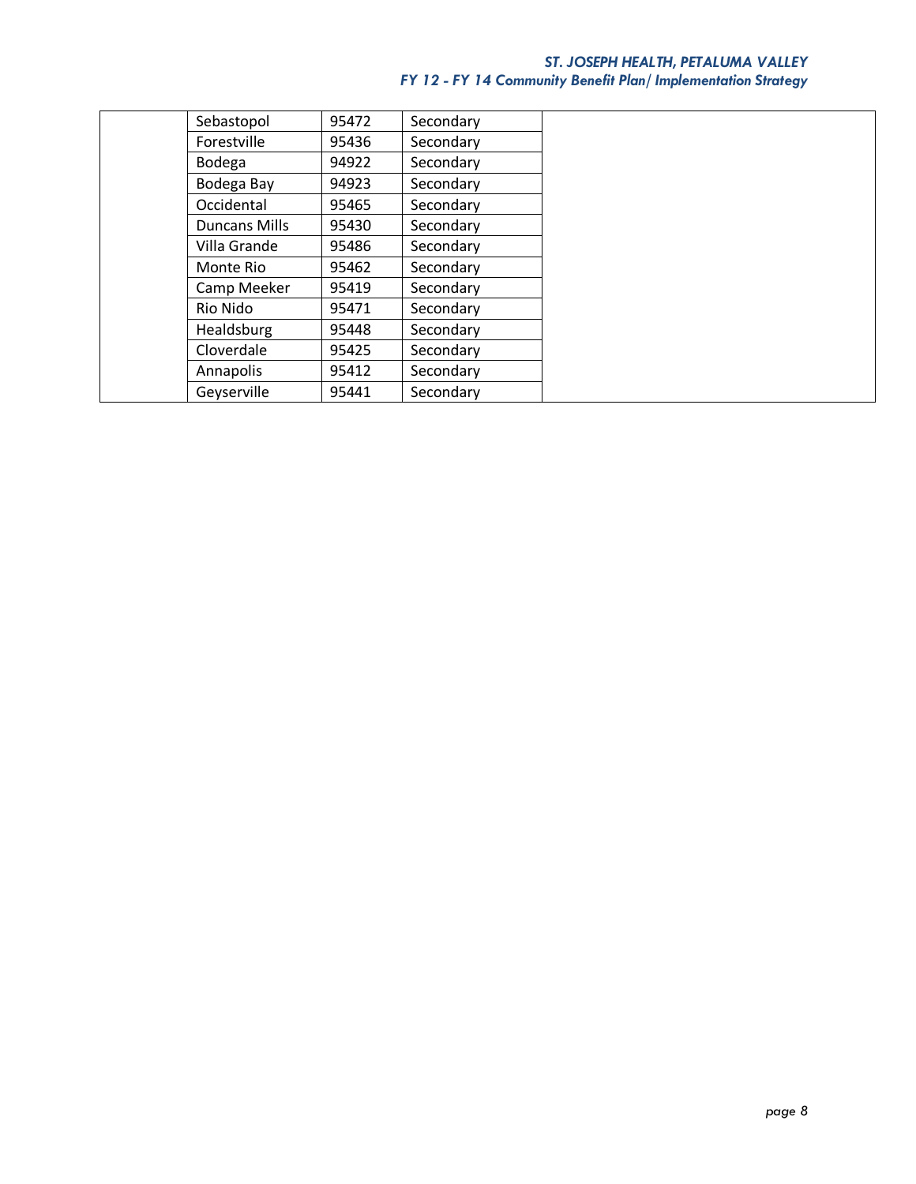| | | | | |
|---|---|---|---|---|
| | Sebastopol | 95472 | Secondary | |
| | Forestville | 95436 | Secondary | |
| | Bodega | 94922 | Secondary | |
| | Bodega Bay | 94923 | Secondary | |
| | Occidental | 95465 | Secondary | |
| | Duncans Mills | 95430 | Secondary | |
| | Villa Grande | 95486 | Secondary | |
| | Monte Rio | 95462 | Secondary | |
| | Camp Meeker | 95419 | Secondary | |
| | Rio Nido | 95471 | Secondary | |
| | Healdsburg | 95448 | Secondary | |
| | Cloverdale | 95425 | Secondary | |
| | Annapolis | 95412 | Secondary | |
| | Geyserville | 95441 | Secondary | |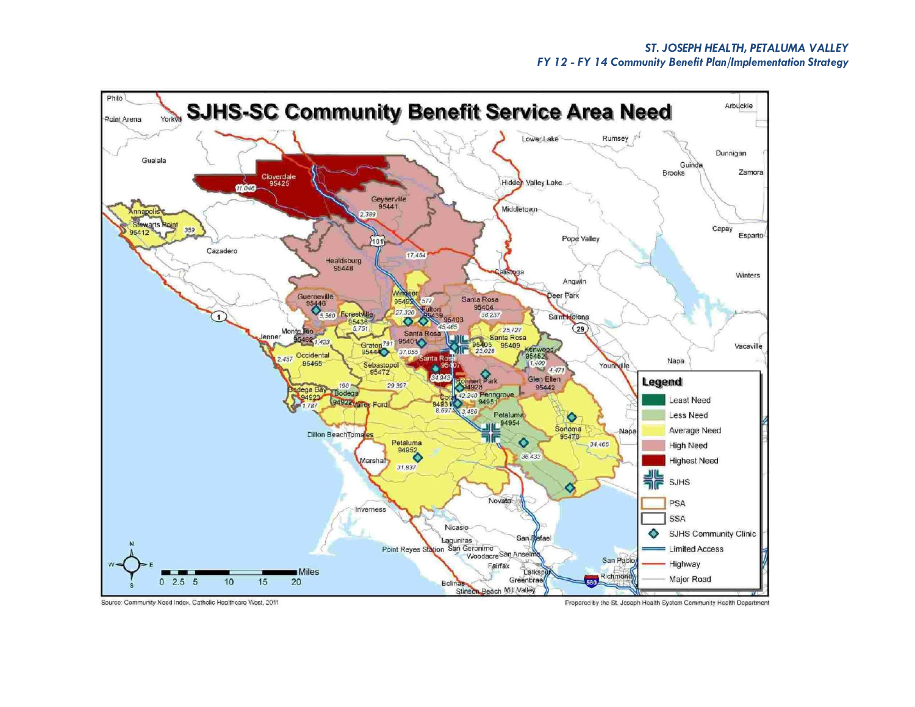# SJHS-SC Community Benefit Service Area Need

**Legend**

- Least Need
- Less Need
- Average Need
- High Need
- Highest Need
- SJHS
- PSA
- SSA
- SJHS Community Clinic
- Limited Access
- Highway
- Major Road

Miles: 0 2.5 5 10 15 20

Source: Community Need Index, Catholic Healthcare West, 2011

Prepared by the St. Joseph Health System Community Health Department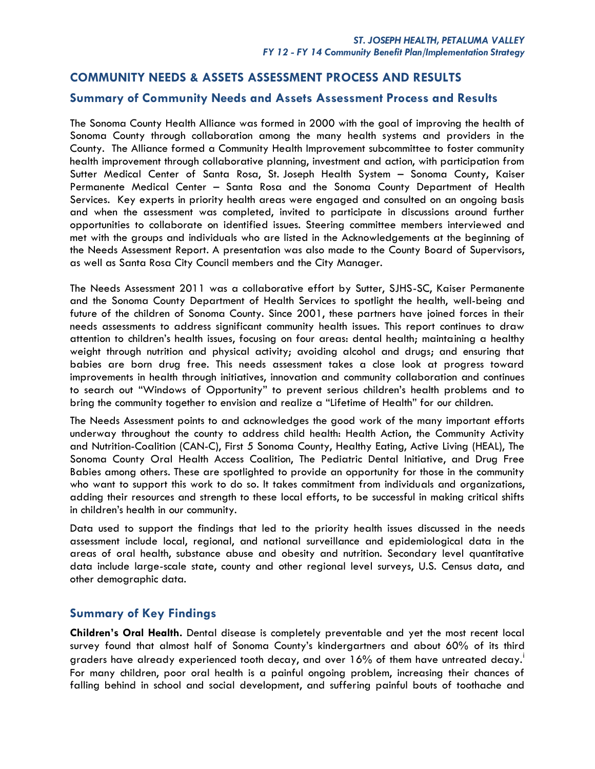## COMMUNITY NEEDS & ASSETS ASSESSMENT PROCESS AND RESULTS

### Summary of Community Needs and Assets Assessment Process and Results

The Sonoma County Health Alliance was formed in 2000 with the goal of improving the health of Sonoma County through collaboration among the many health systems and providers in the County. The Alliance formed a Community Health Improvement subcommittee to foster community health improvement through collaborative planning, investment and action, with participation from Sutter Medical Center of Santa Rosa, St. Joseph Health System – Sonoma County, Kaiser Permanente Medical Center – Santa Rosa and the Sonoma County Department of Health Services. Key experts in priority health areas were engaged and consulted on an ongoing basis and when the assessment was completed, invited to participate in discussions around further opportunities to collaborate on identified issues. Steering committee members interviewed and met with the groups and individuals who are listed in the Acknowledgements at the beginning of the Needs Assessment Report. A presentation was also made to the County Board of Supervisors, as well as Santa Rosa City Council members and the City Manager.

The Needs Assessment 2011 was a collaborative effort by Sutter, SJHS-SC, Kaiser Permanente and the Sonoma County Department of Health Services to spotlight the health, well-being and future of the children of Sonoma County. Since 2001, these partners have joined forces in their needs assessments to address significant community health issues. This report continues to draw attention to children's health issues, focusing on four areas: dental health; maintaining a healthy weight through nutrition and physical activity; avoiding alcohol and drugs; and ensuring that babies are born drug free. This needs assessment takes a close look at progress toward improvements in health through initiatives, innovation and community collaboration and continues to search out "Windows of Opportunity" to prevent serious children's health problems and to bring the community together to envision and realize a "Lifetime of Health" for our children.

The Needs Assessment points to and acknowledges the good work of the many important efforts underway throughout the county to address child health: Health Action, the Community Activity and Nutrition-Coalition (CAN-C), First 5 Sonoma County, Healthy Eating, Active Living (HEAL), The Sonoma County Oral Health Access Coalition, The Pediatric Dental Initiative, and Drug Free Babies among others. These are spotlighted to provide an opportunity for those in the community who want to support this work to do so. It takes commitment from individuals and organizations, adding their resources and strength to these local efforts, to be successful in making critical shifts in children's health in our community.

Data used to support the findings that led to the priority health issues discussed in the needs assessment include local, regional, and national surveillance and epidemiological data in the areas of oral health, substance abuse and obesity and nutrition. Secondary level quantitative data include large-scale state, county and other regional level surveys, U.S. Census data, and other demographic data.

### Summary of Key Findings

**Children's Oral Health.** Dental disease is completely preventable and yet the most recent local survey found that almost half of Sonoma County's kindergartners and about 60% of its third graders have already experienced tooth decay, and over 16% of them have untreated decay.[i] For many children, poor oral health is a painful ongoing problem, increasing their chances of falling behind in school and social development, and suffering painful bouts of toothache and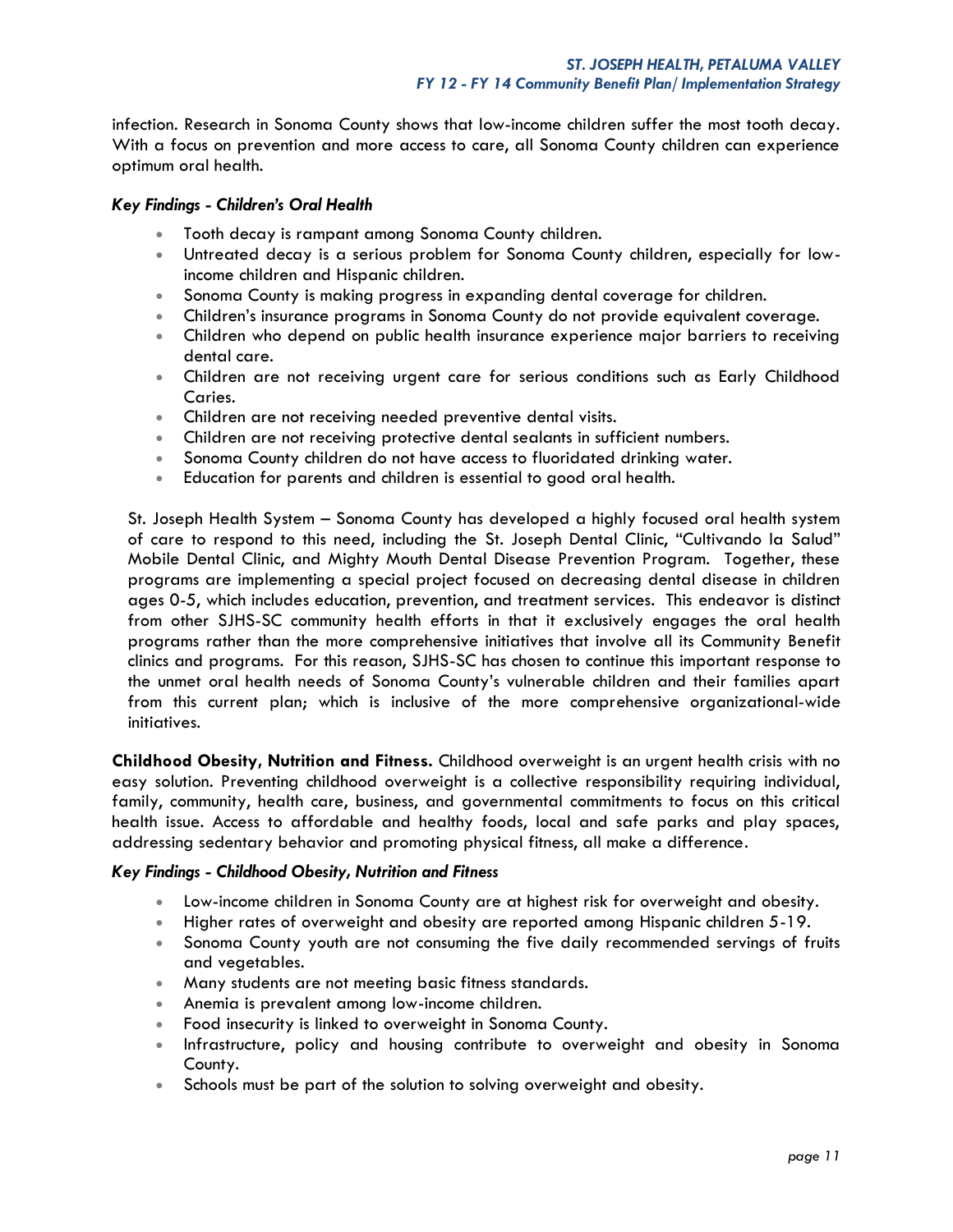infection. Research in Sonoma County shows that low-income children suffer the most tooth decay. With a focus on prevention and more access to care, all Sonoma County children can experience optimum oral health.

***Key Findings - Children's Oral Health***

- Tooth decay is rampant among Sonoma County children.
- Untreated decay is a serious problem for Sonoma County children, especially for low-income children and Hispanic children.
- Sonoma County is making progress in expanding dental coverage for children.
- Children's insurance programs in Sonoma County do not provide equivalent coverage.
- Children who depend on public health insurance experience major barriers to receiving dental care.
- Children are not receiving urgent care for serious conditions such as Early Childhood Caries.
- Children are not receiving needed preventive dental visits.
- Children are not receiving protective dental sealants in sufficient numbers.
- Sonoma County children do not have access to fluoridated drinking water.
- Education for parents and children is essential to good oral health.

St. Joseph Health System – Sonoma County has developed a highly focused oral health system of care to respond to this need, including the St. Joseph Dental Clinic, "Cultivando la Salud" Mobile Dental Clinic, and Mighty Mouth Dental Disease Prevention Program. Together, these programs are implementing a special project focused on decreasing dental disease in children ages 0-5, which includes education, prevention, and treatment services. This endeavor is distinct from other SJHS-SC community health efforts in that it exclusively engages the oral health programs rather than the more comprehensive initiatives that involve all its Community Benefit clinics and programs. For this reason, SJHS-SC has chosen to continue this important response to the unmet oral health needs of Sonoma County's vulnerable children and their families apart from this current plan; which is inclusive of the more comprehensive organizational-wide initiatives.

**Childhood Obesity, Nutrition and Fitness.** Childhood overweight is an urgent health crisis with no easy solution. Preventing childhood overweight is a collective responsibility requiring individual, family, community, health care, business, and governmental commitments to focus on this critical health issue. Access to affordable and healthy foods, local and safe parks and play spaces, addressing sedentary behavior and promoting physical fitness, all make a difference.

***Key Findings - Childhood Obesity, Nutrition and Fitness***

- Low-income children in Sonoma County are at highest risk for overweight and obesity.
- Higher rates of overweight and obesity are reported among Hispanic children 5-19.
- Sonoma County youth are not consuming the five daily recommended servings of fruits and vegetables.
- Many students are not meeting basic fitness standards.
- Anemia is prevalent among low-income children.
- Food insecurity is linked to overweight in Sonoma County.
- Infrastructure, policy and housing contribute to overweight and obesity in Sonoma County.
- Schools must be part of the solution to solving overweight and obesity.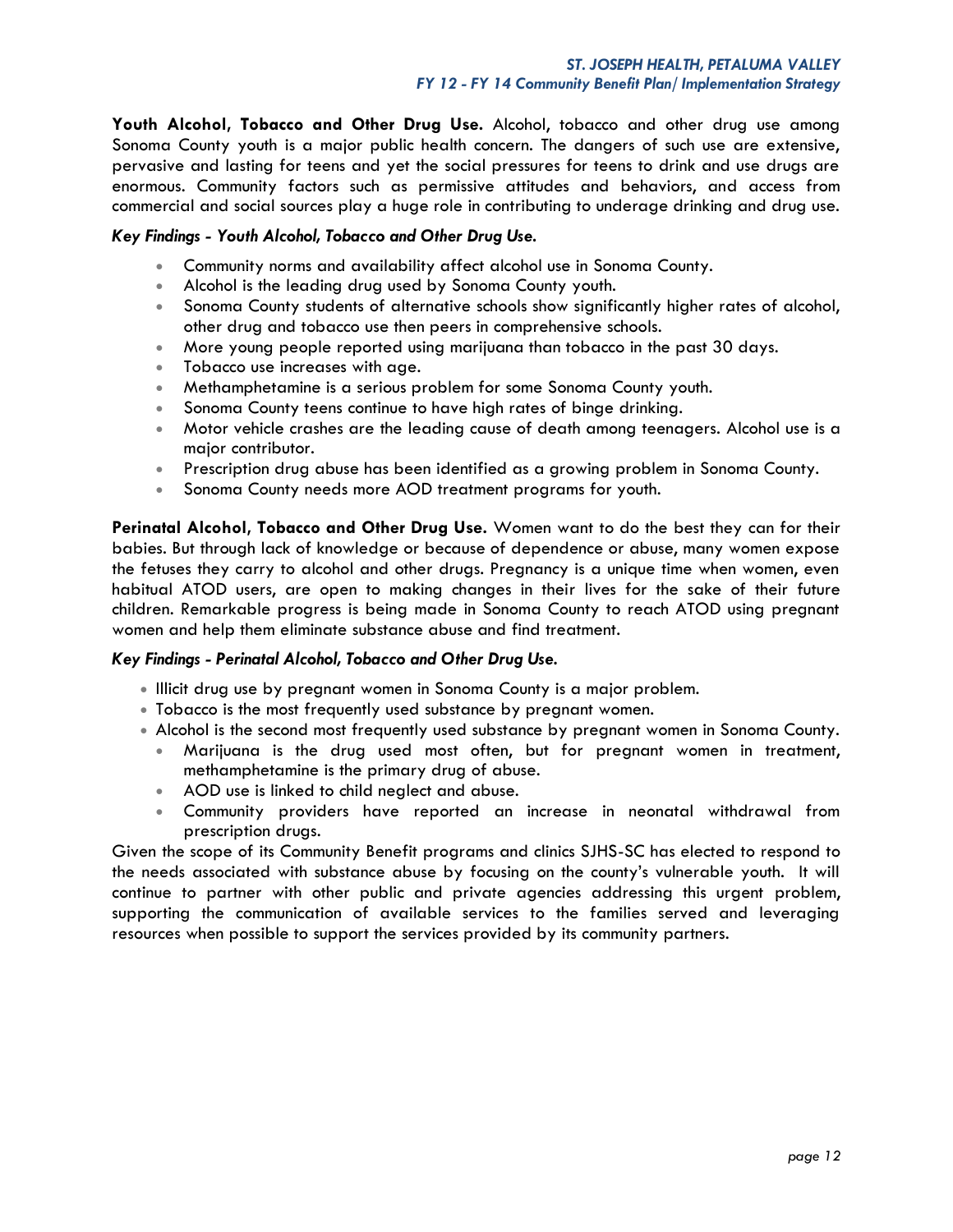**Youth Alcohol, Tobacco and Other Drug Use.** Alcohol, tobacco and other drug use among Sonoma County youth is a major public health concern. The dangers of such use are extensive, pervasive and lasting for teens and yet the social pressures for teens to drink and use drugs are enormous. Community factors such as permissive attitudes and behaviors, and access from commercial and social sources play a huge role in contributing to underage drinking and drug use.

***Key Findings - Youth Alcohol, Tobacco and Other Drug Use.***

- Community norms and availability affect alcohol use in Sonoma County.
- Alcohol is the leading drug used by Sonoma County youth.
- Sonoma County students of alternative schools show significantly higher rates of alcohol, other drug and tobacco use then peers in comprehensive schools.
- More young people reported using marijuana than tobacco in the past 30 days.
- Tobacco use increases with age.
- Methamphetamine is a serious problem for some Sonoma County youth.
- Sonoma County teens continue to have high rates of binge drinking.
- Motor vehicle crashes are the leading cause of death among teenagers. Alcohol use is a major contributor.
- Prescription drug abuse has been identified as a growing problem in Sonoma County.
- Sonoma County needs more AOD treatment programs for youth.

**Perinatal Alcohol, Tobacco and Other Drug Use.** Women want to do the best they can for their babies. But through lack of knowledge or because of dependence or abuse, many women expose the fetuses they carry to alcohol and other drugs. Pregnancy is a unique time when women, even habitual ATOD users, are open to making changes in their lives for the sake of their future children. Remarkable progress is being made in Sonoma County to reach ATOD using pregnant women and help them eliminate substance abuse and find treatment.

***Key Findings - Perinatal Alcohol, Tobacco and Other Drug Use.***

- Illicit drug use by pregnant women in Sonoma County is a major problem.
- Tobacco is the most frequently used substance by pregnant women.
- Alcohol is the second most frequently used substance by pregnant women in Sonoma County.
- Marijuana is the drug used most often, but for pregnant women in treatment, methamphetamine is the primary drug of abuse.
- AOD use is linked to child neglect and abuse.
- Community providers have reported an increase in neonatal withdrawal from prescription drugs.

Given the scope of its Community Benefit programs and clinics SJHS-SC has elected to respond to the needs associated with substance abuse by focusing on the county's vulnerable youth. It will continue to partner with other public and private agencies addressing this urgent problem, supporting the communication of available services to the families served and leveraging resources when possible to support the services provided by its community partners.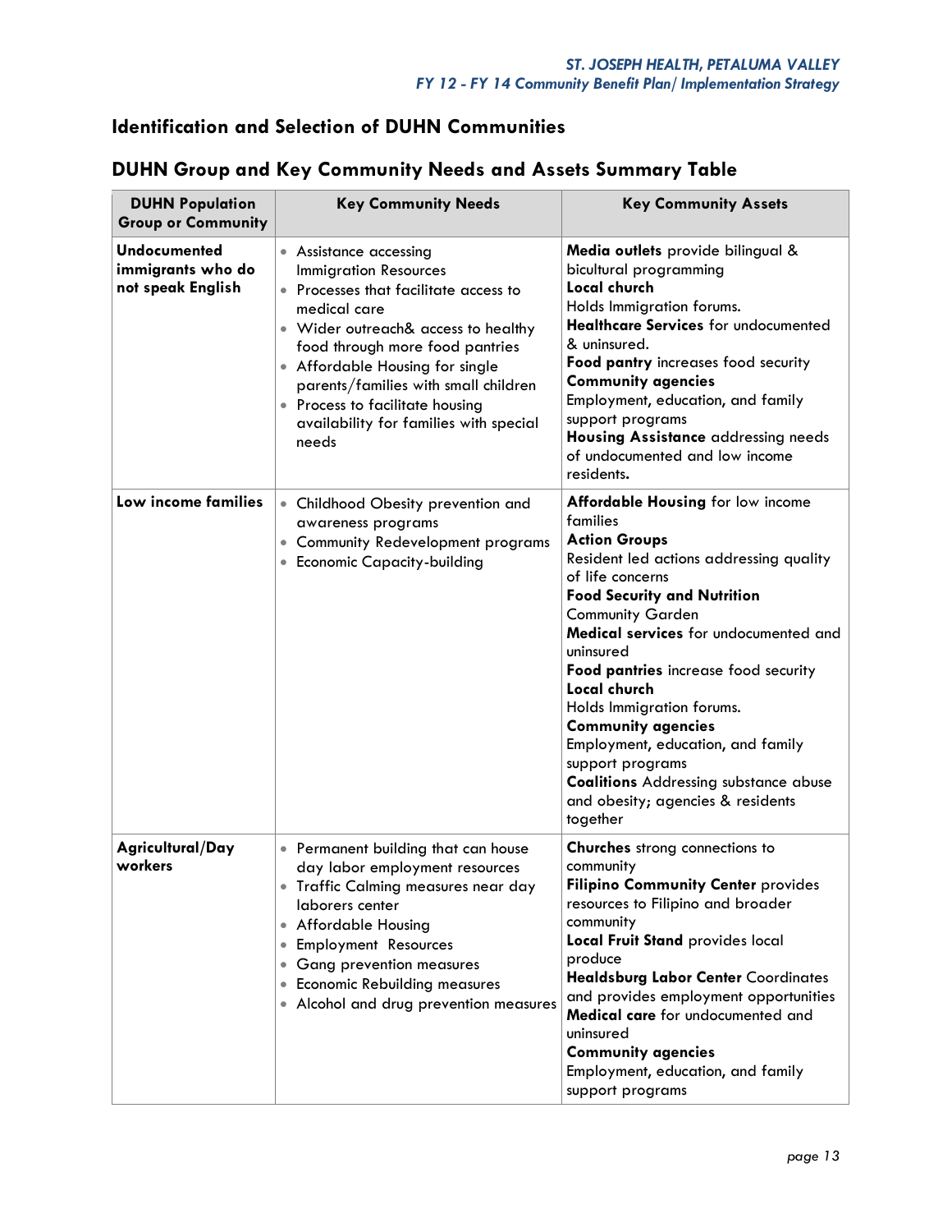## Identification and Selection of DUHN Communities

## DUHN Group and Key Community Needs and Assets Summary Table

| DUHN Population Group or Community | Key Community Needs | Key Community Assets |
|---|---|---|
| **Undocumented immigrants who do not speak English** | • Assistance accessing Immigration Resources<br>• Processes that facilitate access to medical care<br>• Wider outreach& access to healthy food through more food pantries<br>• Affordable Housing for single parents/families with small children<br>• Process to facilitate housing availability for families with special needs | **Media outlets** provide bilingual & bicultural programming<br>**Local church**<br>Holds Immigration forums.<br>**Healthcare Services** for undocumented & uninsured.<br>**Food pantry** increases food security<br>**Community agencies**<br>Employment, education, and family support programs<br>**Housing Assistance** addressing needs of undocumented and low income residents. |
| **Low income families** | • Childhood Obesity prevention and awareness programs<br>• Community Redevelopment programs<br>• Economic Capacity-building | **Affordable Housing** for low income families<br>**Action Groups**<br>Resident led actions addressing quality of life concerns<br>**Food Security and Nutrition**<br>Community Garden<br>**Medical services** for undocumented and uninsured<br>**Food pantries** increase food security<br>**Local church**<br>Holds Immigration forums.<br>**Community agencies**<br>Employment, education, and family support programs<br>**Coalitions** Addressing substance abuse and obesity; agencies & residents together |
| **Agricultural/Day workers** | • Permanent building that can house day labor employment resources<br>• Traffic Calming measures near day laborers center<br>• Affordable Housing<br>• Employment Resources<br>• Gang prevention measures<br>• Economic Rebuilding measures<br>• Alcohol and drug prevention measures | **Churches** strong connections to community<br>**Filipino Community Center** provides resources to Filipino and broader community<br>**Local Fruit Stand** provides local produce<br>**Healdsburg Labor Center** Coordinates and provides employment opportunities<br>**Medical care** for undocumented and uninsured<br>**Community agencies**<br>Employment, education, and family support programs |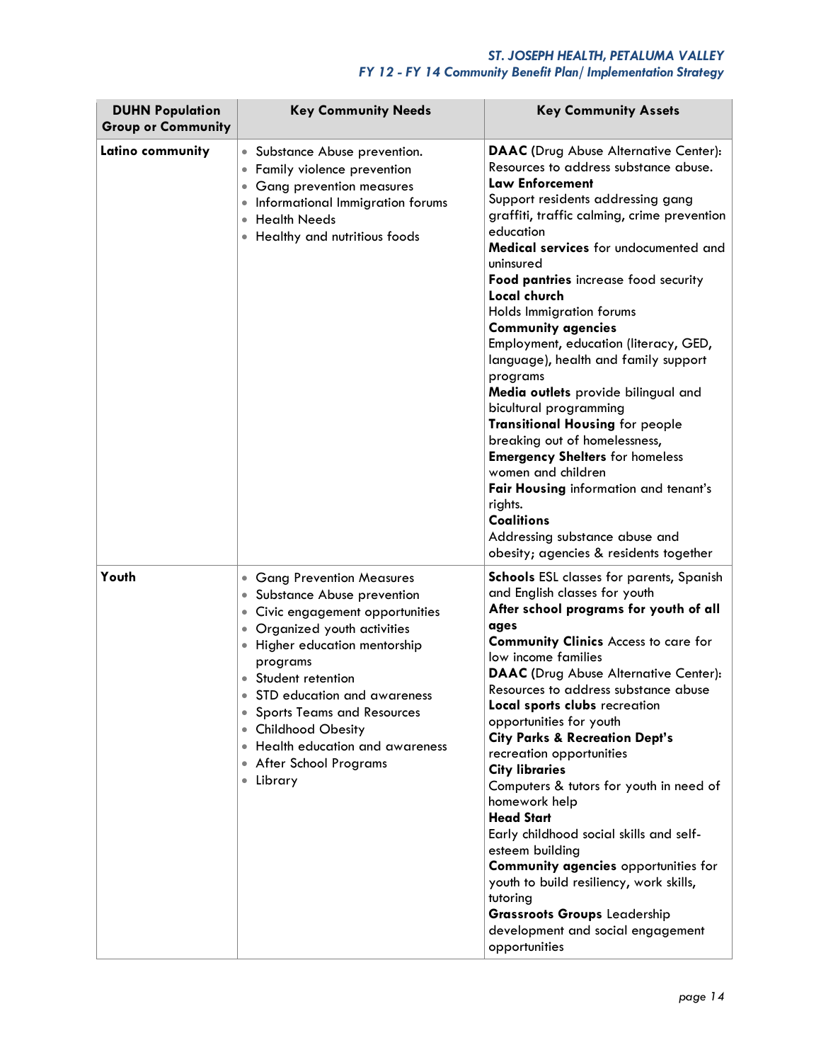| DUHN Population Group or Community | Key Community Needs | Key Community Assets |
|---|---|---|
| **Latino community** | • Substance Abuse prevention.<br>• Family violence prevention<br>• Gang prevention measures<br>• Informational Immigration forums<br>• Health Needs<br>• Healthy and nutritious foods | **DAAC** (Drug Abuse Alternative Center): Resources to address substance abuse.<br>**Law Enforcement**<br>Support residents addressing gang graffiti, traffic calming, crime prevention education<br>**Medical services** for undocumented and uninsured<br>**Food pantries** increase food security<br>**Local church**<br>Holds Immigration forums<br>**Community agencies**<br>Employment, education (literacy, GED, language), health and family support programs<br>**Media outlets** provide bilingual and bicultural programming<br>**Transitional Housing** for people breaking out of homelessness,<br>**Emergency Shelters** for homeless women and children<br>**Fair Housing** information and tenant's rights.<br>**Coalitions**<br>Addressing substance abuse and obesity; agencies & residents together |
| **Youth** | • Gang Prevention Measures<br>• Substance Abuse prevention<br>• Civic engagement opportunities<br>• Organized youth activities<br>• Higher education mentorship programs<br>• Student retention<br>• STD education and awareness<br>• Sports Teams and Resources<br>• Childhood Obesity<br>• Health education and awareness<br>• After School Programs<br>• Library | **Schools** ESL classes for parents, Spanish and English classes for youth<br>**After school programs for youth of all ages**<br>**Community Clinics** Access to care for low income families<br>**DAAC** (Drug Abuse Alternative Center): Resources to address substance abuse<br>**Local sports clubs** recreation opportunities for youth<br>**City Parks & Recreation Dept's** recreation opportunities<br>**City libraries**<br>Computers & tutors for youth in need of homework help<br>**Head Start**<br>Early childhood social skills and self-esteem building<br>**Community agencies** opportunities for youth to build resiliency, work skills, tutoring<br>**Grassroots Groups** Leadership development and social engagement opportunities |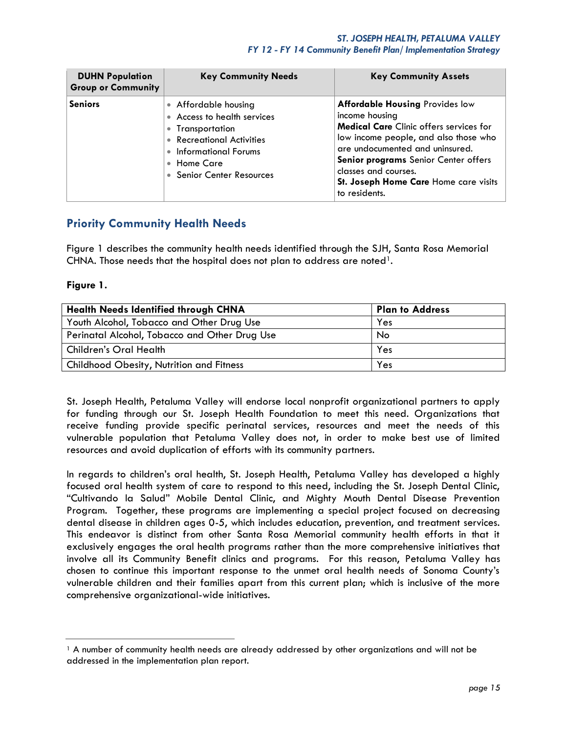| DUHN Population Group or Community | Key Community Needs | Key Community Assets |
|---|---|---|
| **Seniors** | • Affordable housing<br>• Access to health services<br>• Transportation<br>• Recreational Activities<br>• Informational Forums<br>• Home Care<br>• Senior Center Resources | **Affordable Housing** Provides low income housing<br>**Medical Care** Clinic offers services for low income people, and also those who are undocumented and uninsured.<br>**Senior programs** Senior Center offers classes and courses.<br>**St. Joseph Home Care** Home care visits to residents. |

## Priority Community Health Needs

Figure 1 describes the community health needs identified through the SJH, Santa Rosa Memorial CHNA. Those needs that the hospital does not plan to address are noted[1].

**Figure 1.**

| Health Needs Identified through CHNA | Plan to Address |
|---|---|
| Youth Alcohol, Tobacco and Other Drug Use | Yes |
| Perinatal Alcohol, Tobacco and Other Drug Use | No |
| Children's Oral Health | Yes |
| Childhood Obesity, Nutrition and Fitness | Yes |

St. Joseph Health, Petaluma Valley will endorse local nonprofit organizational partners to apply for funding through our St. Joseph Health Foundation to meet this need. Organizations that receive funding provide specific perinatal services, resources and meet the needs of this vulnerable population that Petaluma Valley does not, in order to make best use of limited resources and avoid duplication of efforts with its community partners.

In regards to children's oral health, St. Joseph Health, Petaluma Valley has developed a highly focused oral health system of care to respond to this need, including the St. Joseph Dental Clinic, "Cultivando la Salud" Mobile Dental Clinic, and Mighty Mouth Dental Disease Prevention Program. Together, these programs are implementing a special project focused on decreasing dental disease in children ages 0-5, which includes education, prevention, and treatment services. This endeavor is distinct from other Santa Rosa Memorial community health efforts in that it exclusively engages the oral health programs rather than the more comprehensive initiatives that involve all its Community Benefit clinics and programs. For this reason, Petaluma Valley has chosen to continue this important response to the unmet oral health needs of Sonoma County's vulnerable children and their families apart from this current plan; which is inclusive of the more comprehensive organizational-wide initiatives.

[1] A number of community health needs are already addressed by other organizations and will not be addressed in the implementation plan report.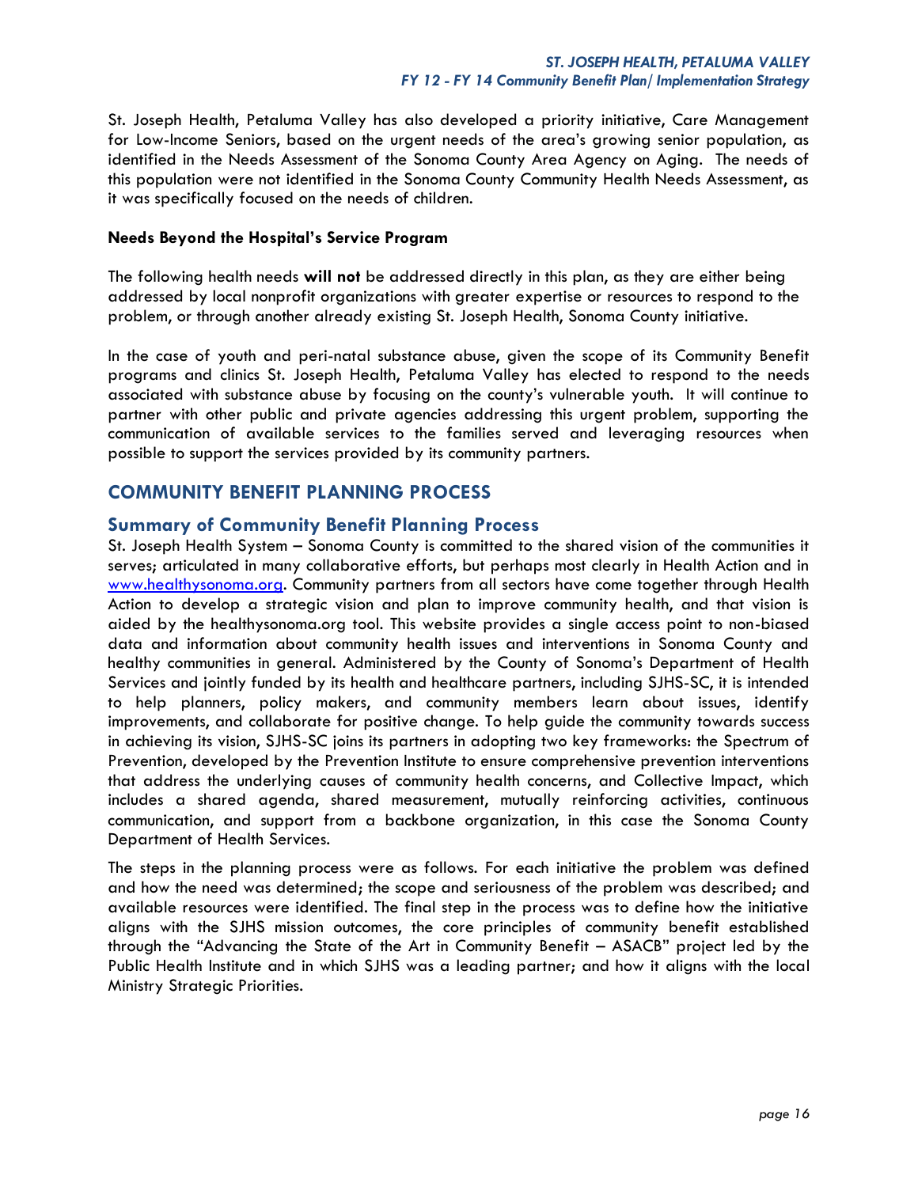St. Joseph Health, Petaluma Valley has also developed a priority initiative, Care Management for Low-Income Seniors, based on the urgent needs of the area's growing senior population, as identified in the Needs Assessment of the Sonoma County Area Agency on Aging. The needs of this population were not identified in the Sonoma County Community Health Needs Assessment, as it was specifically focused on the needs of children.

**Needs Beyond the Hospital's Service Program**

The following health needs **will not** be addressed directly in this plan, as they are either being addressed by local nonprofit organizations with greater expertise or resources to respond to the problem, or through another already existing St. Joseph Health, Sonoma County initiative.

In the case of youth and peri-natal substance abuse, given the scope of its Community Benefit programs and clinics St. Joseph Health, Petaluma Valley has elected to respond to the needs associated with substance abuse by focusing on the county's vulnerable youth. It will continue to partner with other public and private agencies addressing this urgent problem, supporting the communication of available services to the families served and leveraging resources when possible to support the services provided by its community partners.

## COMMUNITY BENEFIT PLANNING PROCESS

### Summary of Community Benefit Planning Process

St. Joseph Health System – Sonoma County is committed to the shared vision of the communities it serves; articulated in many collaborative efforts, but perhaps most clearly in Health Action and in [www.healthysonoma.org](www.healthysonoma.org). Community partners from all sectors have come together through Health Action to develop a strategic vision and plan to improve community health, and that vision is aided by the healthysonoma.org tool. This website provides a single access point to non-biased data and information about community health issues and interventions in Sonoma County and healthy communities in general. Administered by the County of Sonoma's Department of Health Services and jointly funded by its health and healthcare partners, including SJHS-SC, it is intended to help planners, policy makers, and community members learn about issues, identify improvements, and collaborate for positive change. To help guide the community towards success in achieving its vision, SJHS-SC joins its partners in adopting two key frameworks: the Spectrum of Prevention, developed by the Prevention Institute to ensure comprehensive prevention interventions that address the underlying causes of community health concerns, and Collective Impact, which includes a shared agenda, shared measurement, mutually reinforcing activities, continuous communication, and support from a backbone organization, in this case the Sonoma County Department of Health Services.

The steps in the planning process were as follows. For each initiative the problem was defined and how the need was determined; the scope and seriousness of the problem was described; and available resources were identified. The final step in the process was to define how the initiative aligns with the SJHS mission outcomes, the core principles of community benefit established through the "Advancing the State of the Art in Community Benefit – ASACB" project led by the Public Health Institute and in which SJHS was a leading partner; and how it aligns with the local Ministry Strategic Priorities.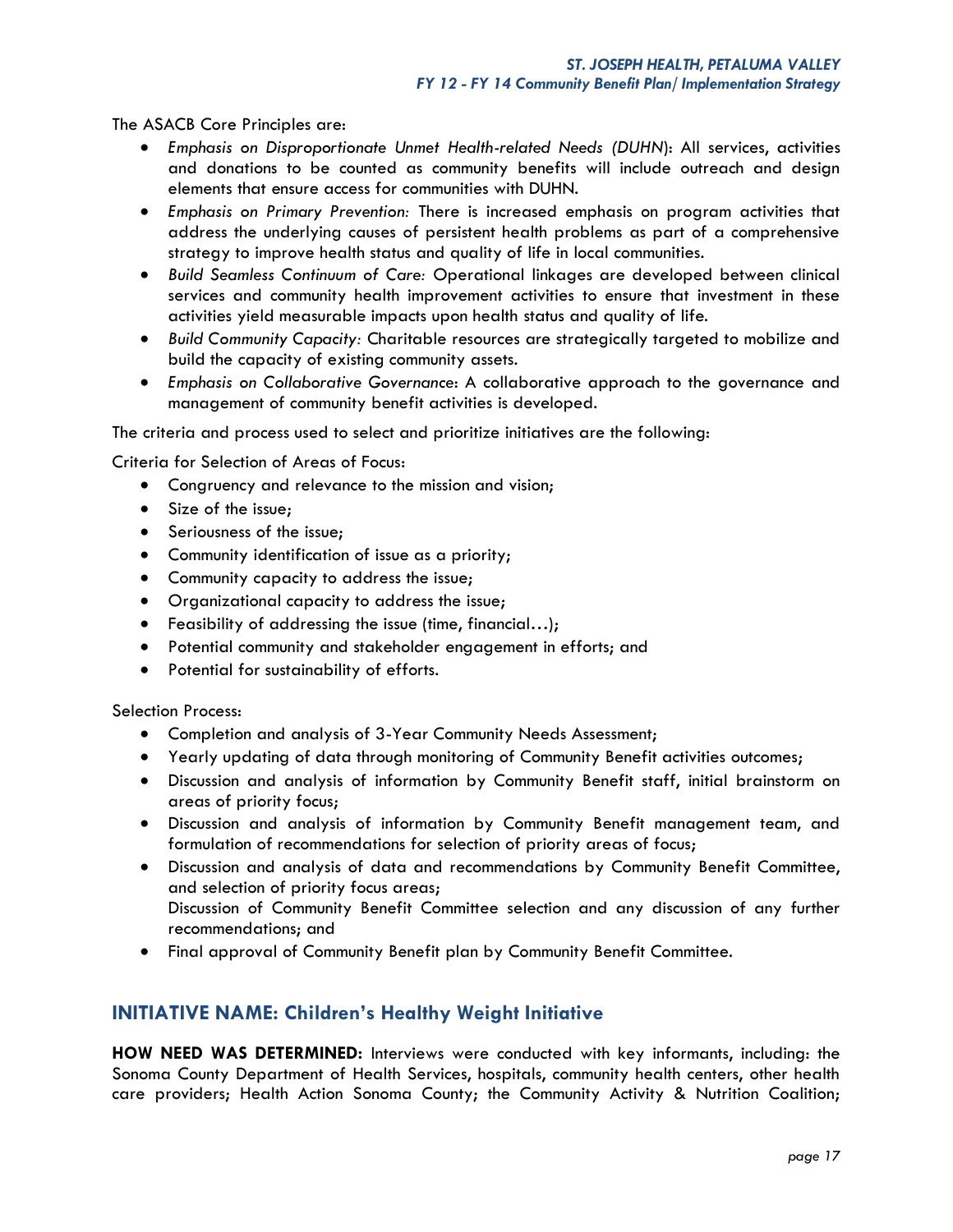The ASACB Core Principles are:

- *Emphasis on Disproportionate Unmet Health-related Needs (DUHN*): All services, activities and donations to be counted as community benefits will include outreach and design elements that ensure access for communities with DUHN.
- *Emphasis on Primary Prevention:* There is increased emphasis on program activities that address the underlying causes of persistent health problems as part of a comprehensive strategy to improve health status and quality of life in local communities.
- *Build Seamless Continuum of Care:* Operational linkages are developed between clinical services and community health improvement activities to ensure that investment in these activities yield measurable impacts upon health status and quality of life.
- *Build Community Capacity:* Charitable resources are strategically targeted to mobilize and build the capacity of existing community assets.
- *Emphasis on Collaborative Governance*: A collaborative approach to the governance and management of community benefit activities is developed.

The criteria and process used to select and prioritize initiatives are the following:

Criteria for Selection of Areas of Focus:

- Congruency and relevance to the mission and vision;
- Size of the issue;
- Seriousness of the issue;
- Community identification of issue as a priority;
- Community capacity to address the issue;
- Organizational capacity to address the issue;
- Feasibility of addressing the issue (time, financial…);
- Potential community and stakeholder engagement in efforts; and
- Potential for sustainability of efforts.

Selection Process:

- Completion and analysis of 3-Year Community Needs Assessment;
- Yearly updating of data through monitoring of Community Benefit activities outcomes;
- Discussion and analysis of information by Community Benefit staff, initial brainstorm on areas of priority focus;
- Discussion and analysis of information by Community Benefit management team, and formulation of recommendations for selection of priority areas of focus;
- Discussion and analysis of data and recommendations by Community Benefit Committee, and selection of priority focus areas;
  Discussion of Community Benefit Committee selection and any discussion of any further recommendations; and
- Final approval of Community Benefit plan by Community Benefit Committee.

## INITIATIVE NAME: Children's Healthy Weight Initiative

**HOW NEED WAS DETERMINED:** Interviews were conducted with key informants, including: the Sonoma County Department of Health Services, hospitals, community health centers, other health care providers; Health Action Sonoma County; the Community Activity & Nutrition Coalition;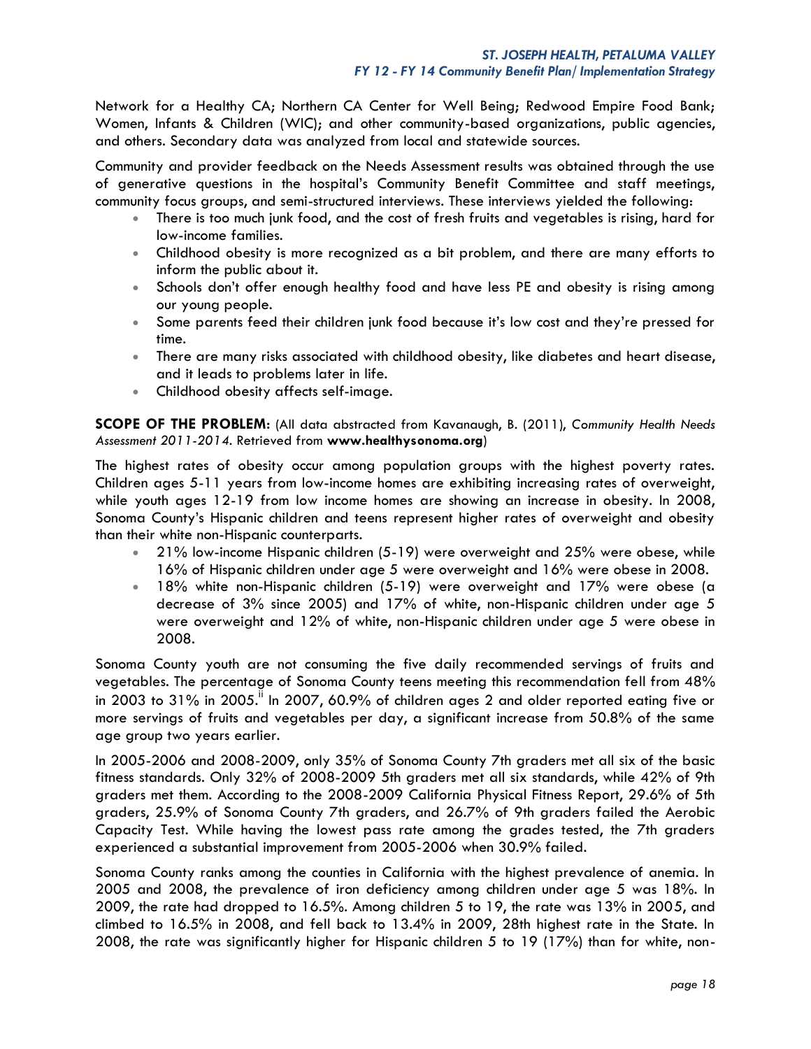Network for a Healthy CA; Northern CA Center for Well Being; Redwood Empire Food Bank; Women, Infants & Children (WIC); and other community-based organizations, public agencies, and others. Secondary data was analyzed from local and statewide sources.

Community and provider feedback on the Needs Assessment results was obtained through the use of generative questions in the hospital's Community Benefit Committee and staff meetings, community focus groups, and semi-structured interviews. These interviews yielded the following:

- There is too much junk food, and the cost of fresh fruits and vegetables is rising, hard for low-income families.
- Childhood obesity is more recognized as a bit problem, and there are many efforts to inform the public about it.
- Schools don't offer enough healthy food and have less PE and obesity is rising among our young people.
- Some parents feed their children junk food because it's low cost and they're pressed for time.
- There are many risks associated with childhood obesity, like diabetes and heart disease, and it leads to problems later in life.
- Childhood obesity affects self-image.

**SCOPE OF THE PROBLEM**: (All data abstracted from Kavanaugh, B. (2011), *Community Health Needs Assessment 2011-2014*. Retrieved from **www.healthysonoma.org**)

The highest rates of obesity occur among population groups with the highest poverty rates. Children ages 5-11 years from low-income homes are exhibiting increasing rates of overweight, while youth ages 12-19 from low income homes are showing an increase in obesity. In 2008, Sonoma County's Hispanic children and teens represent higher rates of overweight and obesity than their white non-Hispanic counterparts.

- 21% low-income Hispanic children (5-19) were overweight and 25% were obese, while 16% of Hispanic children under age 5 were overweight and 16% were obese in 2008.
- 18% white non-Hispanic children (5-19) were overweight and 17% were obese (a decrease of 3% since 2005) and 17% of white, non-Hispanic children under age 5 were overweight and 12% of white, non-Hispanic children under age 5 were obese in 2008.

Sonoma County youth are not consuming the five daily recommended servings of fruits and vegetables. The percentage of Sonoma County teens meeting this recommendation fell from 48% in 2003 to 31% in 2005.[ii] In 2007, 60.9% of children ages 2 and older reported eating five or more servings of fruits and vegetables per day, a significant increase from 50.8% of the same age group two years earlier.

In 2005-2006 and 2008-2009, only 35% of Sonoma County 7th graders met all six of the basic fitness standards. Only 32% of 2008-2009 5th graders met all six standards, while 42% of 9th graders met them. According to the 2008-2009 California Physical Fitness Report, 29.6% of 5th graders, 25.9% of Sonoma County 7th graders, and 26.7% of 9th graders failed the Aerobic Capacity Test. While having the lowest pass rate among the grades tested, the 7th graders experienced a substantial improvement from 2005-2006 when 30.9% failed.

Sonoma County ranks among the counties in California with the highest prevalence of anemia. In 2005 and 2008, the prevalence of iron deficiency among children under age 5 was 18%. In 2009, the rate had dropped to 16.5%. Among children 5 to 19, the rate was 13% in 2005, and climbed to 16.5% in 2008, and fell back to 13.4% in 2009, 28th highest rate in the State. In 2008, the rate was significantly higher for Hispanic children 5 to 19 (17%) than for white, non-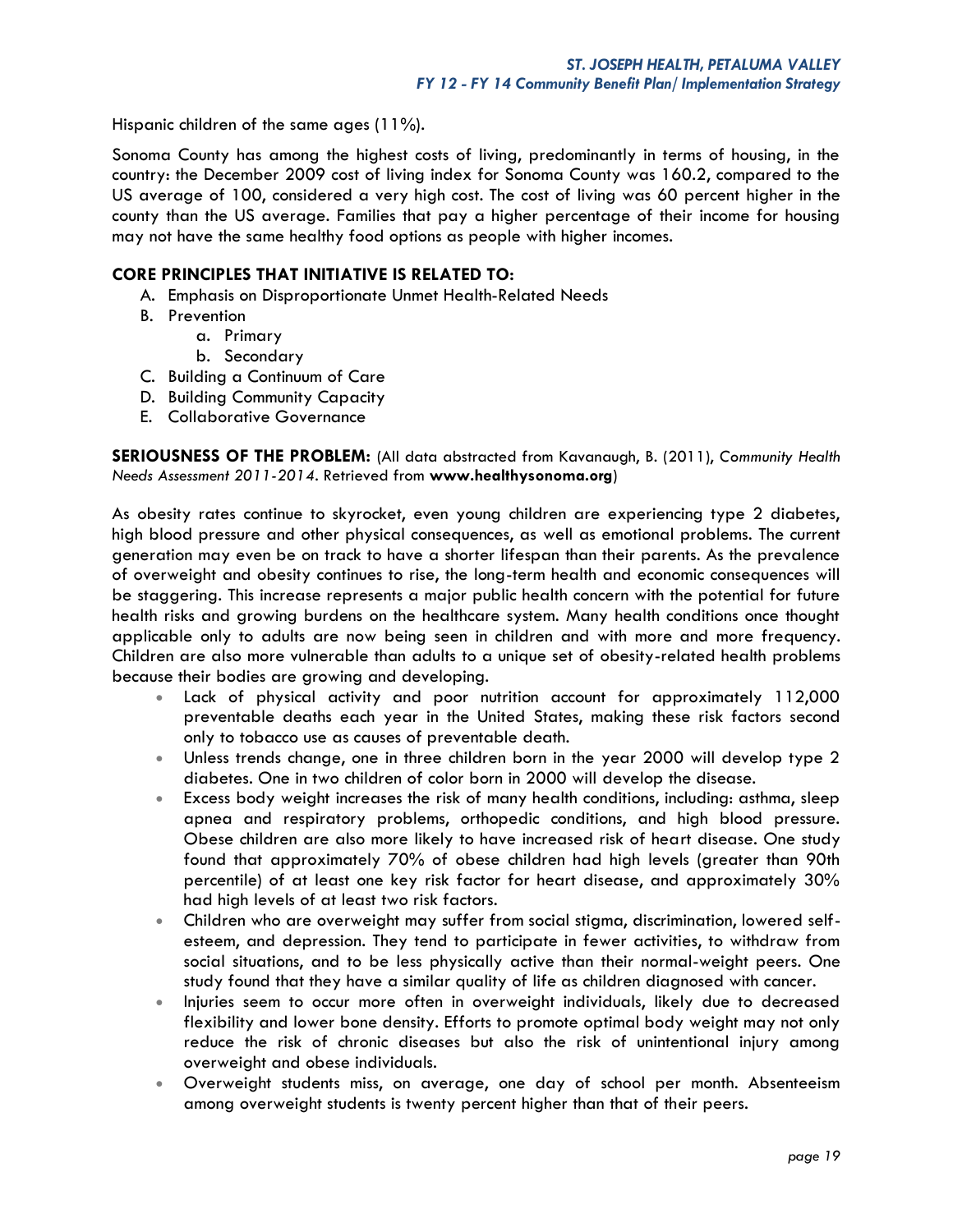Hispanic children of the same ages (11%).

Sonoma County has among the highest costs of living, predominantly in terms of housing, in the country: the December 2009 cost of living index for Sonoma County was 160.2, compared to the US average of 100, considered a very high cost. The cost of living was 60 percent higher in the county than the US average. Families that pay a higher percentage of their income for housing may not have the same healthy food options as people with higher incomes.

**CORE PRINCIPLES THAT INITIATIVE IS RELATED TO:**

A. Emphasis on Disproportionate Unmet Health-Related Needs
B. Prevention
   a. Primary
   b. Secondary
C. Building a Continuum of Care
D. Building Community Capacity
E. Collaborative Governance

**SERIOUSNESS OF THE PROBLEM:** (All data abstracted from Kavanaugh, B. (2011), *Community Health Needs Assessment 2011-2014*. Retrieved from **www.healthysonoma.org**)

As obesity rates continue to skyrocket, even young children are experiencing type 2 diabetes, high blood pressure and other physical consequences, as well as emotional problems. The current generation may even be on track to have a shorter lifespan than their parents. As the prevalence of overweight and obesity continues to rise, the long-term health and economic consequences will be staggering. This increase represents a major public health concern with the potential for future health risks and growing burdens on the healthcare system. Many health conditions once thought applicable only to adults are now being seen in children and with more and more frequency. Children are also more vulnerable than adults to a unique set of obesity-related health problems because their bodies are growing and developing.

- Lack of physical activity and poor nutrition account for approximately 112,000 preventable deaths each year in the United States, making these risk factors second only to tobacco use as causes of preventable death.
- Unless trends change, one in three children born in the year 2000 will develop type 2 diabetes. One in two children of color born in 2000 will develop the disease.
- Excess body weight increases the risk of many health conditions, including: asthma, sleep apnea and respiratory problems, orthopedic conditions, and high blood pressure. Obese children are also more likely to have increased risk of heart disease. One study found that approximately 70% of obese children had high levels (greater than 90th percentile) of at least one key risk factor for heart disease, and approximately 30% had high levels of at least two risk factors.
- Children who are overweight may suffer from social stigma, discrimination, lowered self-esteem, and depression. They tend to participate in fewer activities, to withdraw from social situations, and to be less physically active than their normal-weight peers. One study found that they have a similar quality of life as children diagnosed with cancer.
- Injuries seem to occur more often in overweight individuals, likely due to decreased flexibility and lower bone density. Efforts to promote optimal body weight may not only reduce the risk of chronic diseases but also the risk of unintentional injury among overweight and obese individuals.
- Overweight students miss, on average, one day of school per month. Absenteeism among overweight students is twenty percent higher than that of their peers.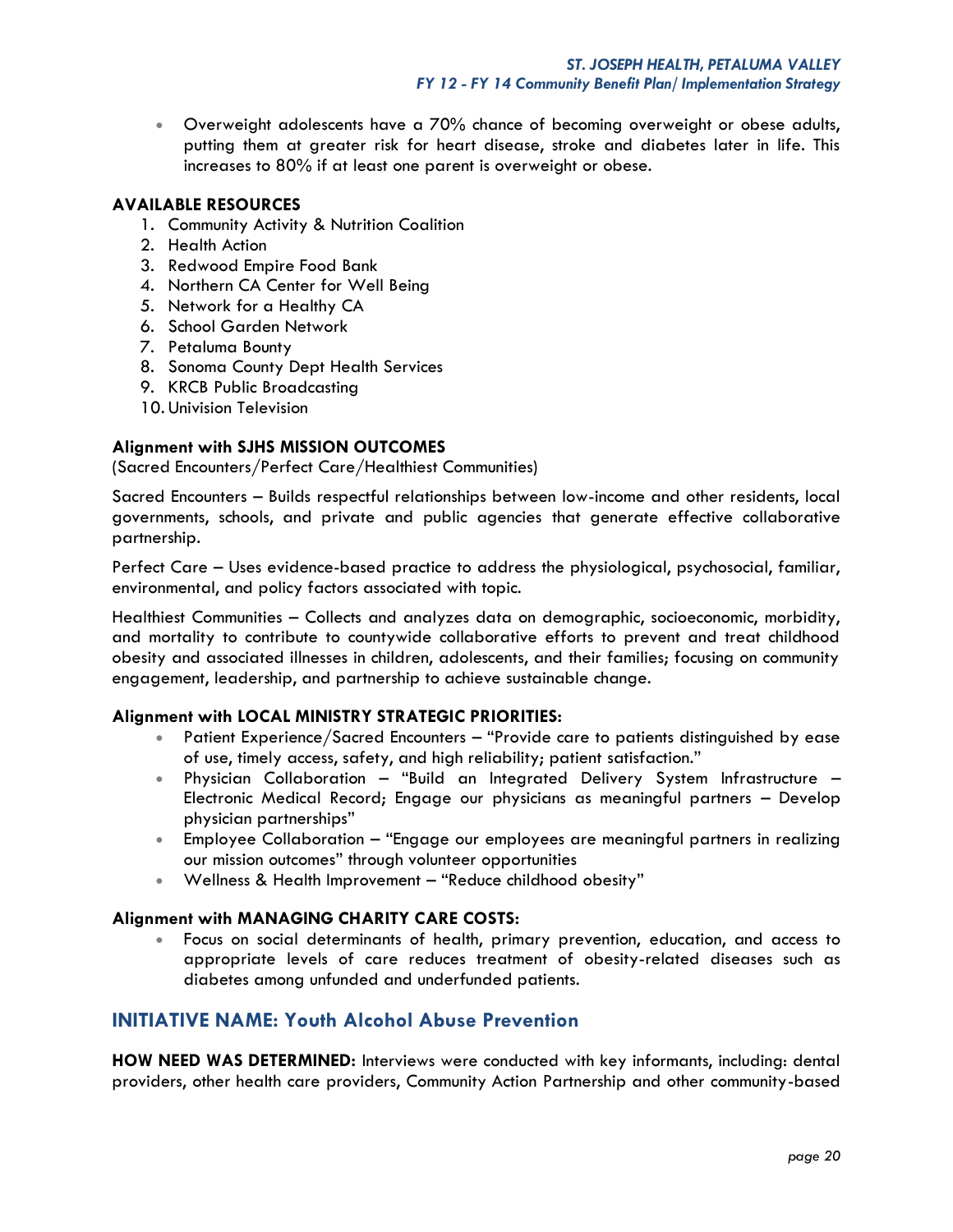- Overweight adolescents have a 70% chance of becoming overweight or obese adults, putting them at greater risk for heart disease, stroke and diabetes later in life. This increases to 80% if at least one parent is overweight or obese.

**AVAILABLE RESOURCES**

1. Community Activity & Nutrition Coalition
2. Health Action
3. Redwood Empire Food Bank
4. Northern CA Center for Well Being
5. Network for a Healthy CA
6. School Garden Network
7. Petaluma Bounty
8. Sonoma County Dept Health Services
9. KRCB Public Broadcasting
10. Univision Television

**Alignment with SJHS MISSION OUTCOMES**
(Sacred Encounters/Perfect Care/Healthiest Communities)

Sacred Encounters – Builds respectful relationships between low-income and other residents, local governments, schools, and private and public agencies that generate effective collaborative partnership.

Perfect Care – Uses evidence-based practice to address the physiological, psychosocial, familiar, environmental, and policy factors associated with topic.

Healthiest Communities – Collects and analyzes data on demographic, socioeconomic, morbidity, and mortality to contribute to countywide collaborative efforts to prevent and treat childhood obesity and associated illnesses in children, adolescents, and their families; focusing on community engagement, leadership, and partnership to achieve sustainable change.

**Alignment with LOCAL MINISTRY STRATEGIC PRIORITIES:**

- Patient Experience/Sacred Encounters – "Provide care to patients distinguished by ease of use, timely access, safety, and high reliability; patient satisfaction."
- Physician Collaboration – "Build an Integrated Delivery System Infrastructure – Electronic Medical Record; Engage our physicians as meaningful partners – Develop physician partnerships"
- Employee Collaboration – "Engage our employees are meaningful partners in realizing our mission outcomes" through volunteer opportunities
- Wellness & Health Improvement – "Reduce childhood obesity"

**Alignment with MANAGING CHARITY CARE COSTS:**

- Focus on social determinants of health, primary prevention, education, and access to appropriate levels of care reduces treatment of obesity-related diseases such as diabetes among unfunded and underfunded patients.

## INITIATIVE NAME: Youth Alcohol Abuse Prevention

**HOW NEED WAS DETERMINED:** Interviews were conducted with key informants, including: dental providers, other health care providers, Community Action Partnership and other community-based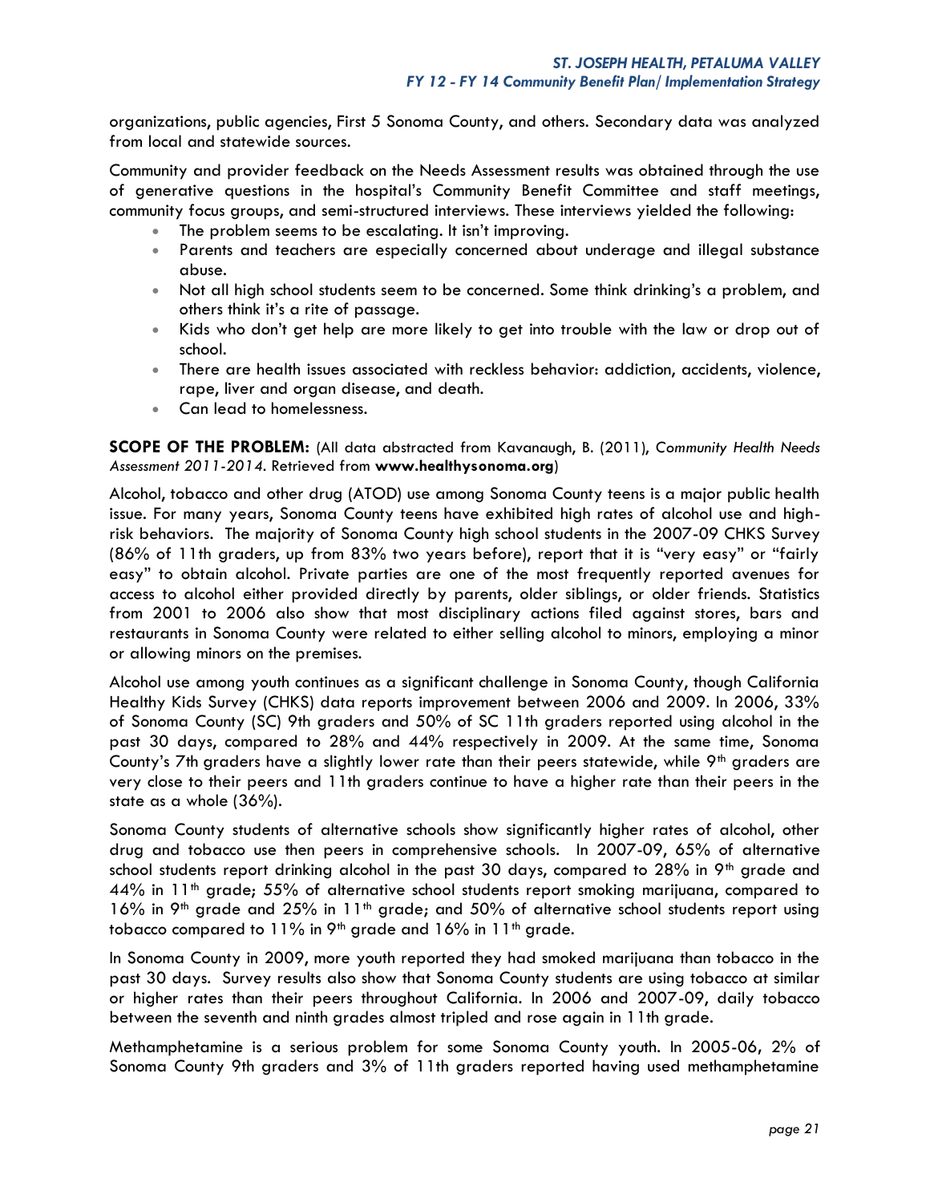organizations, public agencies, First 5 Sonoma County, and others. Secondary data was analyzed from local and statewide sources.

Community and provider feedback on the Needs Assessment results was obtained through the use of generative questions in the hospital's Community Benefit Committee and staff meetings, community focus groups, and semi-structured interviews. These interviews yielded the following:

- The problem seems to be escalating. It isn't improving.
- Parents and teachers are especially concerned about underage and illegal substance abuse.
- Not all high school students seem to be concerned. Some think drinking's a problem, and others think it's a rite of passage.
- Kids who don't get help are more likely to get into trouble with the law or drop out of school.
- There are health issues associated with reckless behavior: addiction, accidents, violence, rape, liver and organ disease, and death.
- Can lead to homelessness.

**SCOPE OF THE PROBLEM:** (All data abstracted from Kavanaugh, B. (2011), *Community Health Needs Assessment 2011-2014.* Retrieved from **www.healthysonoma.org**)

Alcohol, tobacco and other drug (ATOD) use among Sonoma County teens is a major public health issue. For many years, Sonoma County teens have exhibited high rates of alcohol use and high-risk behaviors. The majority of Sonoma County high school students in the 2007-09 CHKS Survey (86% of 11th graders, up from 83% two years before), report that it is "very easy" or "fairly easy" to obtain alcohol. Private parties are one of the most frequently reported avenues for access to alcohol either provided directly by parents, older siblings, or older friends. Statistics from 2001 to 2006 also show that most disciplinary actions filed against stores, bars and restaurants in Sonoma County were related to either selling alcohol to minors, employing a minor or allowing minors on the premises.

Alcohol use among youth continues as a significant challenge in Sonoma County, though California Healthy Kids Survey (CHKS) data reports improvement between 2006 and 2009. In 2006, 33% of Sonoma County (SC) 9th graders and 50% of SC 11th graders reported using alcohol in the past 30 days, compared to 28% and 44% respectively in 2009. At the same time, Sonoma County's 7th graders have a slightly lower rate than their peers statewide, while 9th graders are very close to their peers and 11th graders continue to have a higher rate than their peers in the state as a whole (36%).

Sonoma County students of alternative schools show significantly higher rates of alcohol, other drug and tobacco use then peers in comprehensive schools. In 2007-09, 65% of alternative school students report drinking alcohol in the past 30 days, compared to 28% in 9th grade and 44% in 11th grade; 55% of alternative school students report smoking marijuana, compared to 16% in 9th grade and 25% in 11th grade; and 50% of alternative school students report using tobacco compared to 11% in 9th grade and 16% in 11th grade.

In Sonoma County in 2009, more youth reported they had smoked marijuana than tobacco in the past 30 days. Survey results also show that Sonoma County students are using tobacco at similar or higher rates than their peers throughout California. In 2006 and 2007-09, daily tobacco between the seventh and ninth grades almost tripled and rose again in 11th grade.

Methamphetamine is a serious problem for some Sonoma County youth. In 2005-06, 2% of Sonoma County 9th graders and 3% of 11th graders reported having used methamphetamine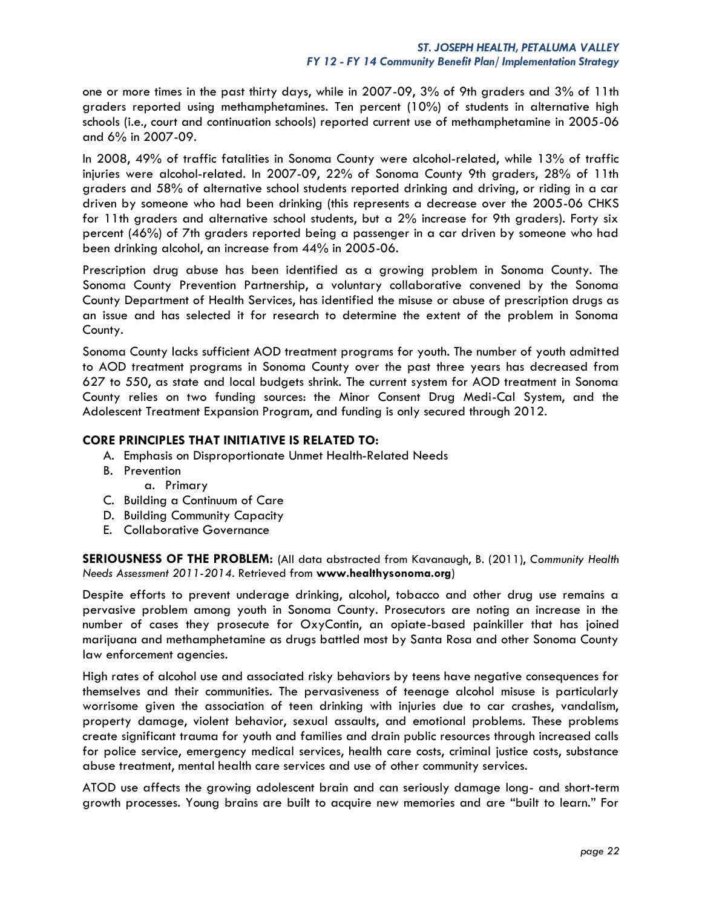one or more times in the past thirty days, while in 2007-09, 3% of 9th graders and 3% of 11th graders reported using methamphetamines. Ten percent (10%) of students in alternative high schools (i.e., court and continuation schools) reported current use of methamphetamine in 2005-06 and 6% in 2007-09.

In 2008, 49% of traffic fatalities in Sonoma County were alcohol-related, while 13% of traffic injuries were alcohol-related. In 2007-09, 22% of Sonoma County 9th graders, 28% of 11th graders and 58% of alternative school students reported drinking and driving, or riding in a car driven by someone who had been drinking (this represents a decrease over the 2005-06 CHKS for 11th graders and alternative school students, but a 2% increase for 9th graders). Forty six percent (46%) of 7th graders reported being a passenger in a car driven by someone who had been drinking alcohol, an increase from 44% in 2005-06.

Prescription drug abuse has been identified as a growing problem in Sonoma County. The Sonoma County Prevention Partnership, a voluntary collaborative convened by the Sonoma County Department of Health Services, has identified the misuse or abuse of prescription drugs as an issue and has selected it for research to determine the extent of the problem in Sonoma County.

Sonoma County lacks sufficient AOD treatment programs for youth. The number of youth admitted to AOD treatment programs in Sonoma County over the past three years has decreased from 627 to 550, as state and local budgets shrink. The current system for AOD treatment in Sonoma County relies on two funding sources: the Minor Consent Drug Medi-Cal System, and the Adolescent Treatment Expansion Program, and funding is only secured through 2012.

**CORE PRINCIPLES THAT INITIATIVE IS RELATED TO:**

A. Emphasis on Disproportionate Unmet Health-Related Needs
B. Prevention
    a. Primary
C. Building a Continuum of Care
D. Building Community Capacity
E. Collaborative Governance

**SERIOUSNESS OF THE PROBLEM:** (All data abstracted from Kavanaugh, B. (2011), *Community Health Needs Assessment 2011-2014*. Retrieved from **www.healthysonoma.org**)

Despite efforts to prevent underage drinking, alcohol, tobacco and other drug use remains a pervasive problem among youth in Sonoma County. Prosecutors are noting an increase in the number of cases they prosecute for OxyContin, an opiate-based painkiller that has joined marijuana and methamphetamine as drugs battled most by Santa Rosa and other Sonoma County law enforcement agencies.

High rates of alcohol use and associated risky behaviors by teens have negative consequences for themselves and their communities. The pervasiveness of teenage alcohol misuse is particularly worrisome given the association of teen drinking with injuries due to car crashes, vandalism, property damage, violent behavior, sexual assaults, and emotional problems. These problems create significant trauma for youth and families and drain public resources through increased calls for police service, emergency medical services, health care costs, criminal justice costs, substance abuse treatment, mental health care services and use of other community services.

ATOD use affects the growing adolescent brain and can seriously damage long- and short-term growth processes. Young brains are built to acquire new memories and are "built to learn." For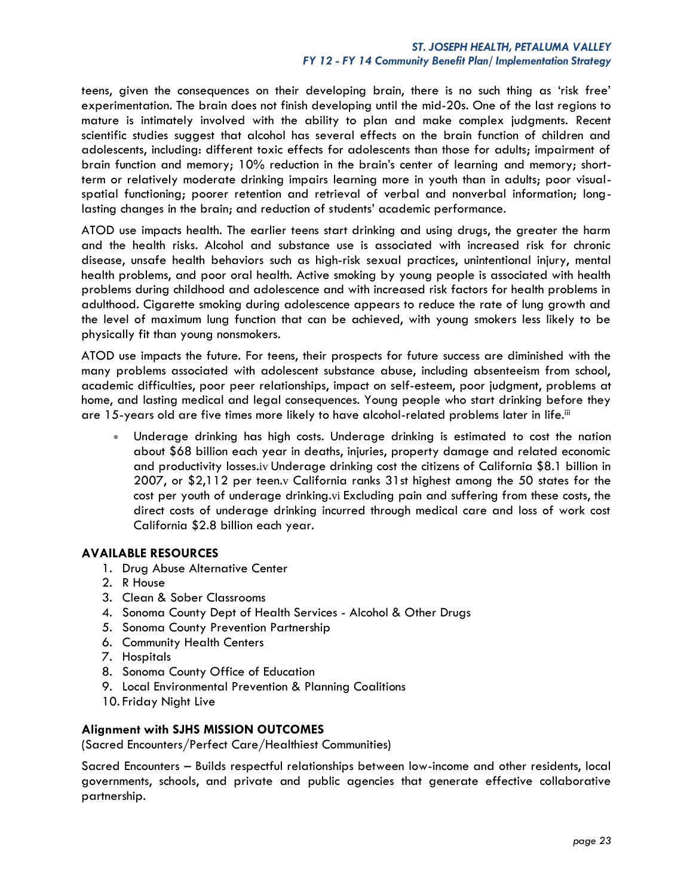teens, given the consequences on their developing brain, there is no such thing as 'risk free' experimentation. The brain does not finish developing until the mid-20s. One of the last regions to mature is intimately involved with the ability to plan and make complex judgments. Recent scientific studies suggest that alcohol has several effects on the brain function of children and adolescents, including: different toxic effects for adolescents than those for adults; impairment of brain function and memory; 10% reduction in the brain's center of learning and memory; short-term or relatively moderate drinking impairs learning more in youth than in adults; poor visual-spatial functioning; poorer retention and retrieval of verbal and nonverbal information; long-lasting changes in the brain; and reduction of students' academic performance.

ATOD use impacts health. The earlier teens start drinking and using drugs, the greater the harm and the health risks. Alcohol and substance use is associated with increased risk for chronic disease, unsafe health behaviors such as high-risk sexual practices, unintentional injury, mental health problems, and poor oral health. Active smoking by young people is associated with health problems during childhood and adolescence and with increased risk factors for health problems in adulthood. Cigarette smoking during adolescence appears to reduce the rate of lung growth and the level of maximum lung function that can be achieved, with young smokers less likely to be physically fit than young nonsmokers.

ATOD use impacts the future. For teens, their prospects for future success are diminished with the many problems associated with adolescent substance abuse, including absenteeism from school, academic difficulties, poor peer relationships, impact on self-esteem, poor judgment, problems at home, and lasting medical and legal consequences. Young people who start drinking before they are 15-years old are five times more likely to have alcohol-related problems later in life.[iii]

- Underage drinking has high costs. Underage drinking is estimated to cost the nation about $68 billion each year in deaths, injuries, property damage and related economic and productivity losses.[iv] Underage drinking cost the citizens of California $8.1 billion in 2007, or $2,112 per teen.[v] California ranks 31st highest among the 50 states for the cost per youth of underage drinking.[vi] Excluding pain and suffering from these costs, the direct costs of underage drinking incurred through medical care and loss of work cost California $2.8 billion each year.

### AVAILABLE RESOURCES

1. Drug Abuse Alternative Center
2. R House
3. Clean & Sober Classrooms
4. Sonoma County Dept of Health Services - Alcohol & Other Drugs
5. Sonoma County Prevention Partnership
6. Community Health Centers
7. Hospitals
8. Sonoma County Office of Education
9. Local Environmental Prevention & Planning Coalitions
10. Friday Night Live

### Alignment with SJHS MISSION OUTCOMES

(Sacred Encounters/Perfect Care/Healthiest Communities)

Sacred Encounters – Builds respectful relationships between low-income and other residents, local governments, schools, and private and public agencies that generate effective collaborative partnership.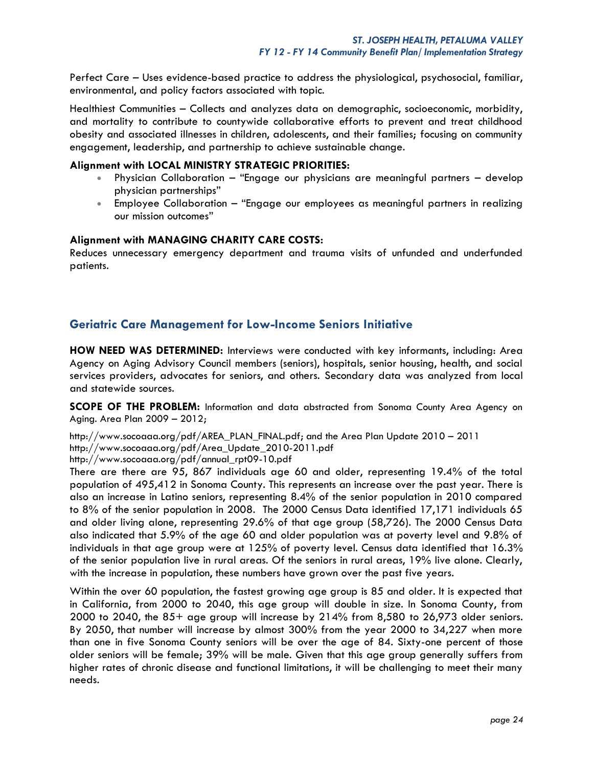Perfect Care – Uses evidence-based practice to address the physiological, psychosocial, familiar, environmental, and policy factors associated with topic.

Healthiest Communities – Collects and analyzes data on demographic, socioeconomic, morbidity, and mortality to contribute to countywide collaborative efforts to prevent and treat childhood obesity and associated illnesses in children, adolescents, and their families; focusing on community engagement, leadership, and partnership to achieve sustainable change.

**Alignment with LOCAL MINISTRY STRATEGIC PRIORITIES:**

- Physician Collaboration – "Engage our physicians are meaningful partners – develop physician partnerships"
- Employee Collaboration – "Engage our employees as meaningful partners in realizing our mission outcomes"

**Alignment with MANAGING CHARITY CARE COSTS:**
Reduces unnecessary emergency department and trauma visits of unfunded and underfunded patients.

## Geriatric Care Management for Low-Income Seniors Initiative

**HOW NEED WAS DETERMINED:** Interviews were conducted with key informants, including: Area Agency on Aging Advisory Council members (seniors), hospitals, senior housing, health, and social services providers, advocates for seniors, and others. Secondary data was analyzed from local and statewide sources.

**SCOPE OF THE PROBLEM:** Information and data abstracted from Sonoma County Area Agency on Aging. Area Plan 2009 – 2012;

http://www.socoaaa.org/pdf/AREA_PLAN_FINAL.pdf; and the Area Plan Update 2010 – 2011
http://www.socoaaa.org/pdf/Area_Update_2010-2011.pdf
http://www.socoaaa.org/pdf/annual_rpt09-10.pdf
There are there are 95, 867 individuals age 60 and older, representing 19.4% of the total population of 495,412 in Sonoma County. This represents an increase over the past year. There is also an increase in Latino seniors, representing 8.4% of the senior population in 2010 compared to 8% of the senior population in 2008. The 2000 Census Data identified 17,171 individuals 65 and older living alone, representing 29.6% of that age group (58,726). The 2000 Census Data also indicated that 5.9% of the age 60 and older population was at poverty level and 9.8% of individuals in that age group were at 125% of poverty level. Census data identified that 16.3% of the senior population live in rural areas. Of the seniors in rural areas, 19% live alone. Clearly, with the increase in population, these numbers have grown over the past five years.

Within the over 60 population, the fastest growing age group is 85 and older. It is expected that in California, from 2000 to 2040, this age group will double in size. In Sonoma County, from 2000 to 2040, the 85+ age group will increase by 214% from 8,580 to 26,973 older seniors. By 2050, that number will increase by almost 300% from the year 2000 to 34,227 when more than one in five Sonoma County seniors will be over the age of 84. Sixty-one percent of those older seniors will be female; 39% will be male. Given that this age group generally suffers from higher rates of chronic disease and functional limitations, it will be challenging to meet their many needs.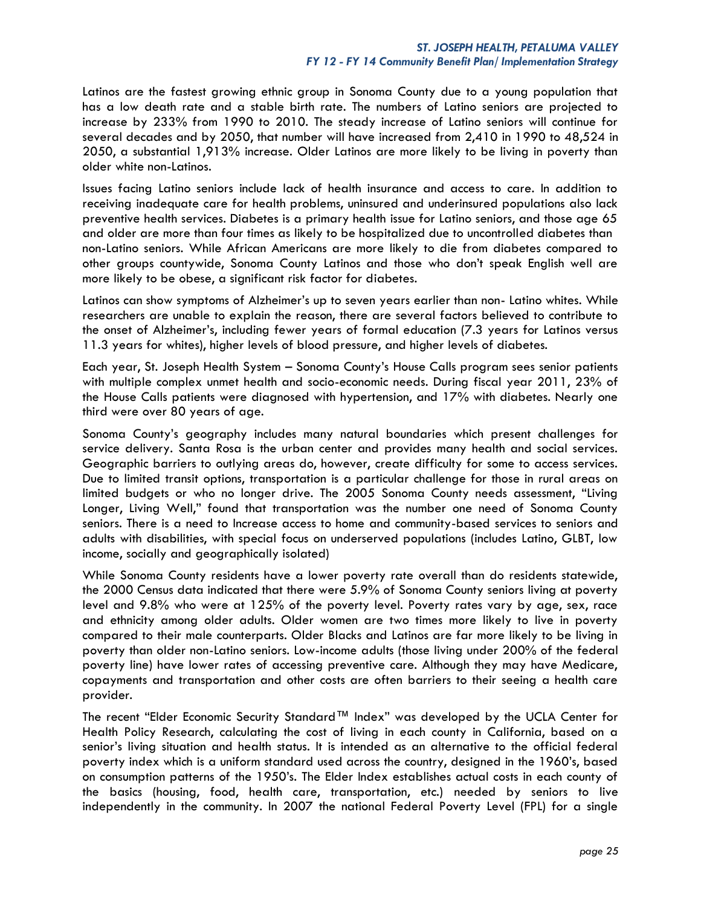Latinos are the fastest growing ethnic group in Sonoma County due to a young population that has a low death rate and a stable birth rate. The numbers of Latino seniors are projected to increase by 233% from 1990 to 2010. The steady increase of Latino seniors will continue for several decades and by 2050, that number will have increased from 2,410 in 1990 to 48,524 in 2050, a substantial 1,913% increase. Older Latinos are more likely to be living in poverty than older white non-Latinos.

Issues facing Latino seniors include lack of health insurance and access to care. In addition to receiving inadequate care for health problems, uninsured and underinsured populations also lack preventive health services. Diabetes is a primary health issue for Latino seniors, and those age 65 and older are more than four times as likely to be hospitalized due to uncontrolled diabetes than non-Latino seniors. While African Americans are more likely to die from diabetes compared to other groups countywide, Sonoma County Latinos and those who don't speak English well are more likely to be obese, a significant risk factor for diabetes.

Latinos can show symptoms of Alzheimer's up to seven years earlier than non- Latino whites. While researchers are unable to explain the reason, there are several factors believed to contribute to the onset of Alzheimer's, including fewer years of formal education (7.3 years for Latinos versus 11.3 years for whites), higher levels of blood pressure, and higher levels of diabetes.

Each year, St. Joseph Health System – Sonoma County's House Calls program sees senior patients with multiple complex unmet health and socio-economic needs. During fiscal year 2011, 23% of the House Calls patients were diagnosed with hypertension, and 17% with diabetes. Nearly one third were over 80 years of age.

Sonoma County's geography includes many natural boundaries which present challenges for service delivery. Santa Rosa is the urban center and provides many health and social services. Geographic barriers to outlying areas do, however, create difficulty for some to access services. Due to limited transit options, transportation is a particular challenge for those in rural areas on limited budgets or who no longer drive. The 2005 Sonoma County needs assessment, "Living Longer, Living Well," found that transportation was the number one need of Sonoma County seniors. There is a need to Increase access to home and community-based services to seniors and adults with disabilities, with special focus on underserved populations (includes Latino, GLBT, low income, socially and geographically isolated)

While Sonoma County residents have a lower poverty rate overall than do residents statewide, the 2000 Census data indicated that there were 5.9% of Sonoma County seniors living at poverty level and 9.8% who were at 125% of the poverty level. Poverty rates vary by age, sex, race and ethnicity among older adults. Older women are two times more likely to live in poverty compared to their male counterparts. Older Blacks and Latinos are far more likely to be living in poverty than older non-Latino seniors. Low-income adults (those living under 200% of the federal poverty line) have lower rates of accessing preventive care. Although they may have Medicare, copayments and transportation and other costs are often barriers to their seeing a health care provider.

The recent "Elder Economic Security Standard™ Index" was developed by the UCLA Center for Health Policy Research, calculating the cost of living in each county in California, based on a senior's living situation and health status. It is intended as an alternative to the official federal poverty index which is a uniform standard used across the country, designed in the 1960's, based on consumption patterns of the 1950's. The Elder Index establishes actual costs in each county of the basics (housing, food, health care, transportation, etc.) needed by seniors to live independently in the community. In 2007 the national Federal Poverty Level (FPL) for a single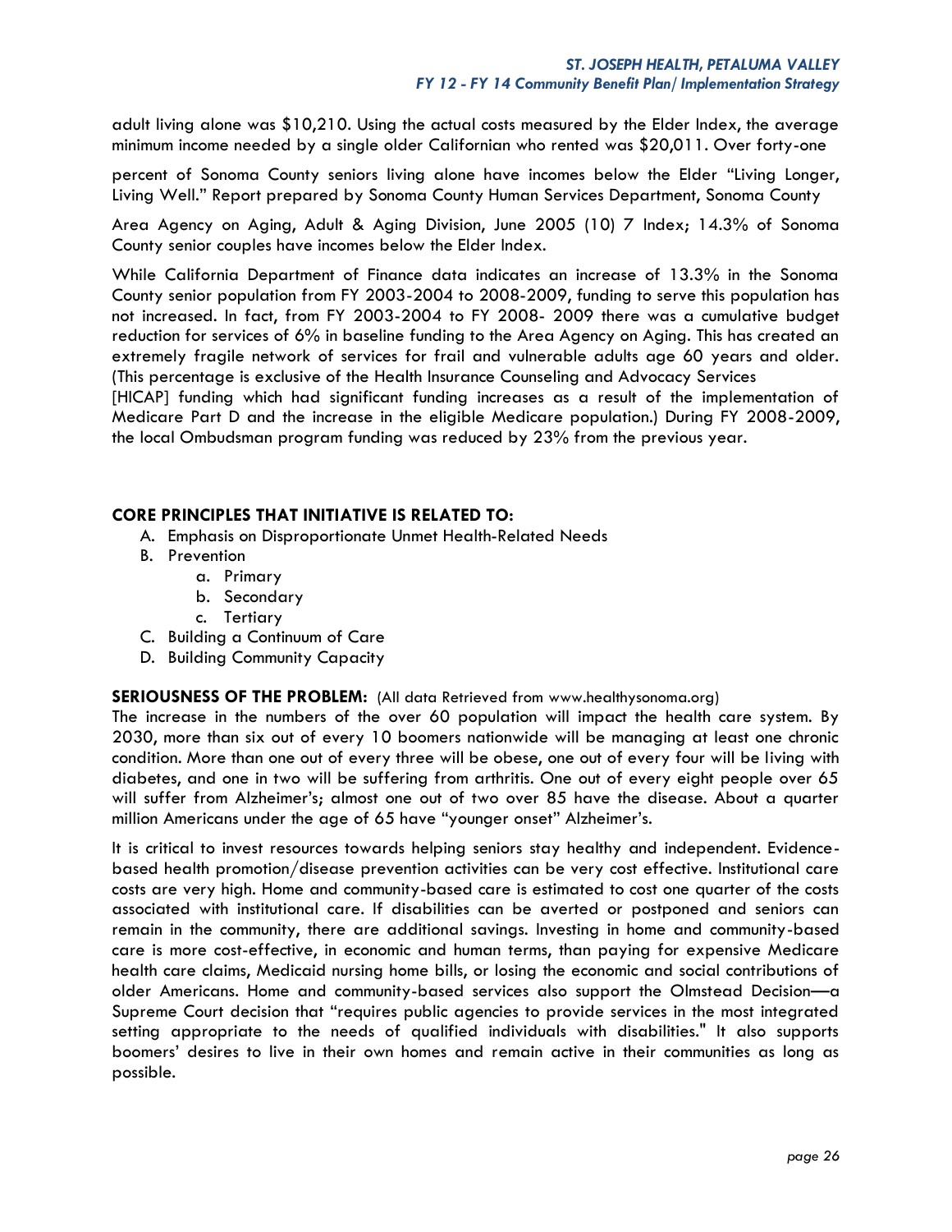adult living alone was $10,210. Using the actual costs measured by the Elder Index, the average minimum income needed by a single older Californian who rented was $20,011. Over forty-one

percent of Sonoma County seniors living alone have incomes below the Elder "Living Longer, Living Well." Report prepared by Sonoma County Human Services Department, Sonoma County

Area Agency on Aging, Adult & Aging Division, June 2005 (10) 7 Index; 14.3% of Sonoma County senior couples have incomes below the Elder Index.

While California Department of Finance data indicates an increase of 13.3% in the Sonoma County senior population from FY 2003-2004 to 2008-2009, funding to serve this population has not increased. In fact, from FY 2003-2004 to FY 2008- 2009 there was a cumulative budget reduction for services of 6% in baseline funding to the Area Agency on Aging. This has created an extremely fragile network of services for frail and vulnerable adults age 60 years and older. (This percentage is exclusive of the Health Insurance Counseling and Advocacy Services [HICAP] funding which had significant funding increases as a result of the implementation of Medicare Part D and the increase in the eligible Medicare population.) During FY 2008-2009, the local Ombudsman program funding was reduced by 23% from the previous year.

**CORE PRINCIPLES THAT INITIATIVE IS RELATED TO:**

A. Emphasis on Disproportionate Unmet Health-Related Needs
B. Prevention
    a. Primary
    b. Secondary
    c. Tertiary
C. Building a Continuum of Care
D. Building Community Capacity

**SERIOUSNESS OF THE PROBLEM:** (All data Retrieved from www.healthysonoma.org)
The increase in the numbers of the over 60 population will impact the health care system. By 2030, more than six out of every 10 boomers nationwide will be managing at least one chronic condition. More than one out of every three will be obese, one out of every four will be living with diabetes, and one in two will be suffering from arthritis. One out of every eight people over 65 will suffer from Alzheimer's; almost one out of two over 85 have the disease. About a quarter million Americans under the age of 65 have "younger onset" Alzheimer's.

It is critical to invest resources towards helping seniors stay healthy and independent. Evidence-based health promotion/disease prevention activities can be very cost effective. Institutional care costs are very high. Home and community-based care is estimated to cost one quarter of the costs associated with institutional care. If disabilities can be averted or postponed and seniors can remain in the community, there are additional savings. Investing in home and community-based care is more cost-effective, in economic and human terms, than paying for expensive Medicare health care claims, Medicaid nursing home bills, or losing the economic and social contributions of older Americans. Home and community-based services also support the Olmstead Decision—a Supreme Court decision that "requires public agencies to provide services in the most integrated setting appropriate to the needs of qualified individuals with disabilities." It also supports boomers' desires to live in their own homes and remain active in their communities as long as possible.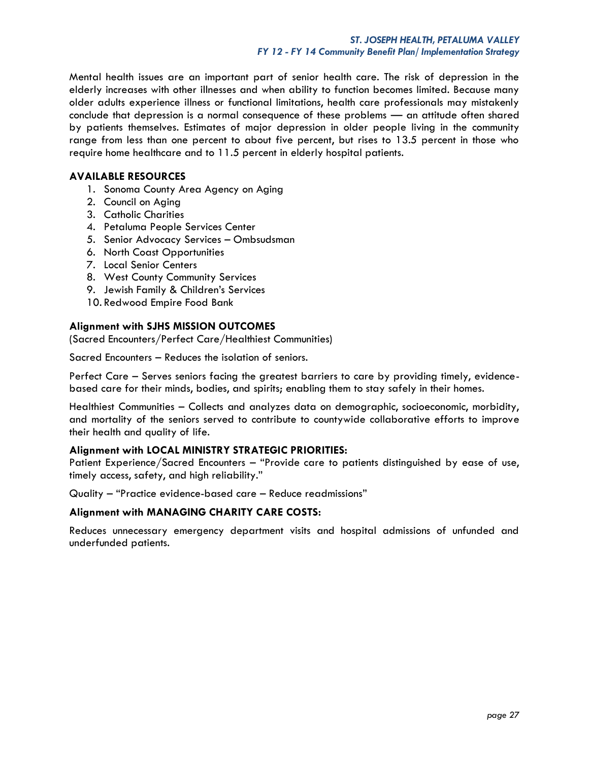Mental health issues are an important part of senior health care. The risk of depression in the elderly increases with other illnesses and when ability to function becomes limited. Because many older adults experience illness or functional limitations, health care professionals may mistakenly conclude that depression is a normal consequence of these problems — an attitude often shared by patients themselves. Estimates of major depression in older people living in the community range from less than one percent to about five percent, but rises to 13.5 percent in those who require home healthcare and to 11.5 percent in elderly hospital patients.

**AVAILABLE RESOURCES**

1. Sonoma County Area Agency on Aging
2. Council on Aging
3. Catholic Charities
4. Petaluma People Services Center
5. Senior Advocacy Services – Ombsudsman
6. North Coast Opportunities
7. Local Senior Centers
8. West County Community Services
9. Jewish Family & Children's Services
10. Redwood Empire Food Bank

**Alignment with SJHS MISSION OUTCOMES**

(Sacred Encounters/Perfect Care/Healthiest Communities)

Sacred Encounters – Reduces the isolation of seniors.

Perfect Care – Serves seniors facing the greatest barriers to care by providing timely, evidence-based care for their minds, bodies, and spirits; enabling them to stay safely in their homes.

Healthiest Communities – Collects and analyzes data on demographic, socioeconomic, morbidity, and mortality of the seniors served to contribute to countywide collaborative efforts to improve their health and quality of life.

**Alignment with LOCAL MINISTRY STRATEGIC PRIORITIES:**

Patient Experience/Sacred Encounters – "Provide care to patients distinguished by ease of use, timely access, safety, and high reliability."

Quality – "Practice evidence-based care – Reduce readmissions"

**Alignment with MANAGING CHARITY CARE COSTS:**

Reduces unnecessary emergency department visits and hospital admissions of unfunded and underfunded patients.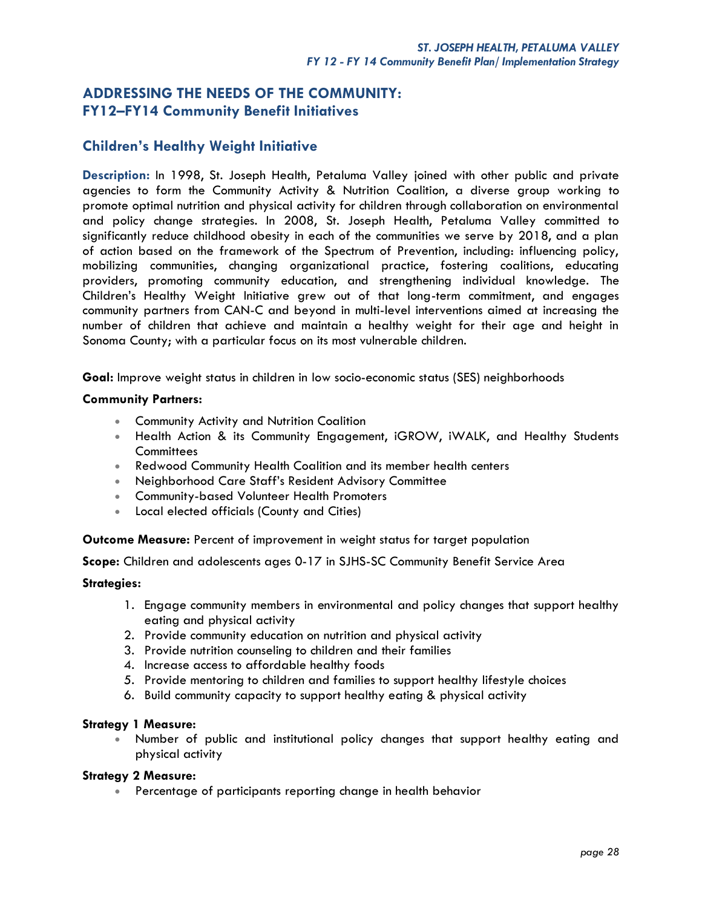## ADDRESSING THE NEEDS OF THE COMMUNITY: FY12–FY14 Community Benefit Initiatives

### Children's Healthy Weight Initiative

**Description:** In 1998, St. Joseph Health, Petaluma Valley joined with other public and private agencies to form the Community Activity & Nutrition Coalition, a diverse group working to promote optimal nutrition and physical activity for children through collaboration on environmental and policy change strategies. In 2008, St. Joseph Health, Petaluma Valley committed to significantly reduce childhood obesity in each of the communities we serve by 2018, and a plan of action based on the framework of the Spectrum of Prevention, including: influencing policy, mobilizing communities, changing organizational practice, fostering coalitions, educating providers, promoting community education, and strengthening individual knowledge. The Children's Healthy Weight Initiative grew out of that long-term commitment, and engages community partners from CAN-C and beyond in multi-level interventions aimed at increasing the number of children that achieve and maintain a healthy weight for their age and height in Sonoma County; with a particular focus on its most vulnerable children.

**Goal:** Improve weight status in children in low socio-economic status (SES) neighborhoods

**Community Partners:**

- Community Activity and Nutrition Coalition
- Health Action & its Community Engagement, iGROW, iWALK, and Healthy Students Committees
- Redwood Community Health Coalition and its member health centers
- Neighborhood Care Staff's Resident Advisory Committee
- Community-based Volunteer Health Promoters
- Local elected officials (County and Cities)

**Outcome Measure:** Percent of improvement in weight status for target population

**Scope:** Children and adolescents ages 0-17 in SJHS-SC Community Benefit Service Area

**Strategies:**

1. Engage community members in environmental and policy changes that support healthy eating and physical activity
2. Provide community education on nutrition and physical activity
3. Provide nutrition counseling to children and their families
4. Increase access to affordable healthy foods
5. Provide mentoring to children and families to support healthy lifestyle choices
6. Build community capacity to support healthy eating & physical activity

**Strategy 1 Measure:**

- Number of public and institutional policy changes that support healthy eating and physical activity

**Strategy 2 Measure:**

- Percentage of participants reporting change in health behavior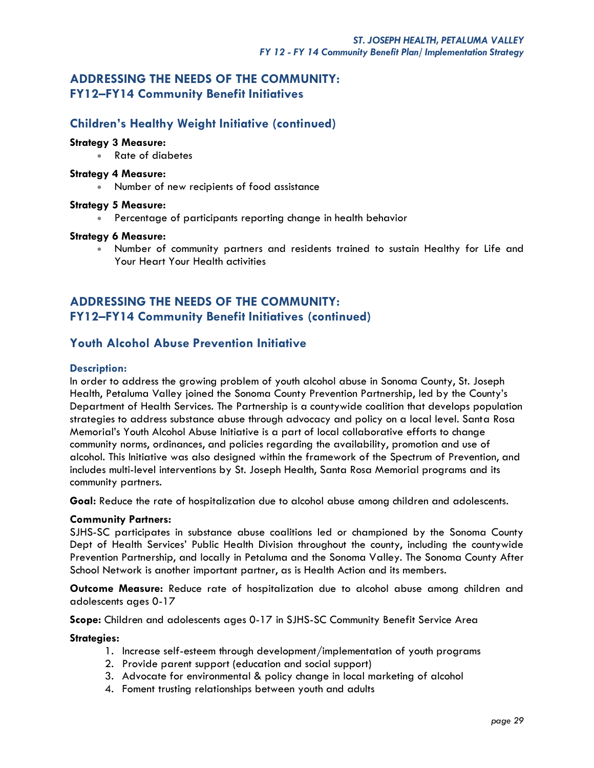## ADDRESSING THE NEEDS OF THE COMMUNITY:
## FY12–FY14 Community Benefit Initiatives

### Children's Healthy Weight Initiative (continued)

**Strategy 3 Measure:**

- Rate of diabetes

**Strategy 4 Measure:**

- Number of new recipients of food assistance

**Strategy 5 Measure:**

- Percentage of participants reporting change in health behavior

**Strategy 6 Measure:**

- Number of community partners and residents trained to sustain Healthy for Life and Your Heart Your Health activities

## ADDRESSING THE NEEDS OF THE COMMUNITY:
## FY12–FY14 Community Benefit Initiatives (continued)

### Youth Alcohol Abuse Prevention Initiative

#### Description:

In order to address the growing problem of youth alcohol abuse in Sonoma County, St. Joseph Health, Petaluma Valley joined the Sonoma County Prevention Partnership, led by the County's Department of Health Services. The Partnership is a countywide coalition that develops population strategies to address substance abuse through advocacy and policy on a local level. Santa Rosa Memorial's Youth Alcohol Abuse Initiative is a part of local collaborative efforts to change community norms, ordinances, and policies regarding the availability, promotion and use of alcohol. This Initiative was also designed within the framework of the Spectrum of Prevention, and includes multi-level interventions by St. Joseph Health, Santa Rosa Memorial programs and its community partners.

**Goal:** Reduce the rate of hospitalization due to alcohol abuse among children and adolescents.

**Community Partners:**
SJHS-SC participates in substance abuse coalitions led or championed by the Sonoma County Dept of Health Services' Public Health Division throughout the county, including the countywide Prevention Partnership, and locally in Petaluma and the Sonoma Valley. The Sonoma County After School Network is another important partner, as is Health Action and its members.

**Outcome Measure:** Reduce rate of hospitalization due to alcohol abuse among children and adolescents ages 0-17

**Scope:** Children and adolescents ages 0-17 in SJHS-SC Community Benefit Service Area

**Strategies:**

1. Increase self-esteem through development/implementation of youth programs
2. Provide parent support (education and social support)
3. Advocate for environmental & policy change in local marketing of alcohol
4. Foment trusting relationships between youth and adults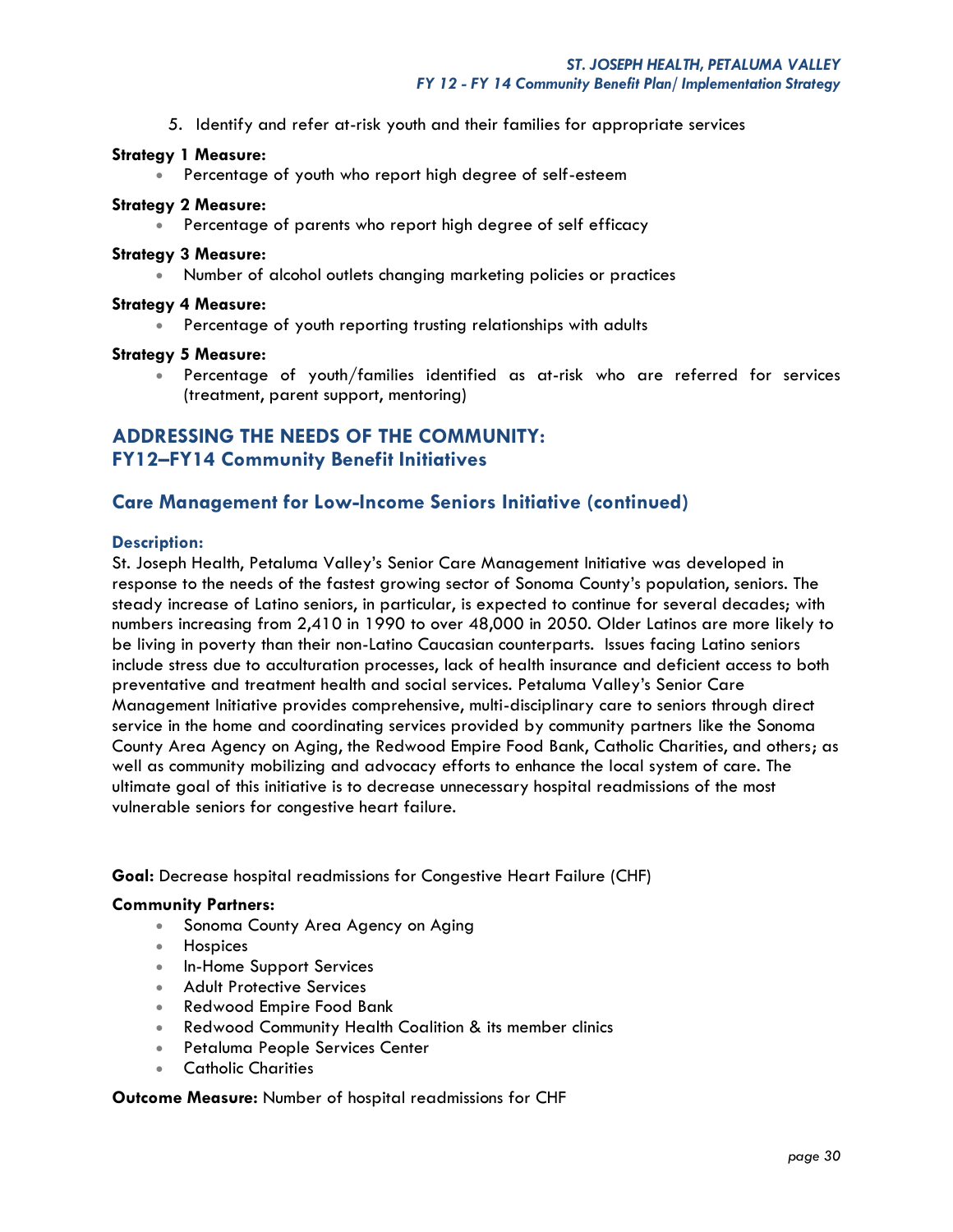5. Identify and refer at-risk youth and their families for appropriate services

**Strategy 1 Measure:**

- Percentage of youth who report high degree of self-esteem

**Strategy 2 Measure:**

- Percentage of parents who report high degree of self efficacy

**Strategy 3 Measure:**

- Number of alcohol outlets changing marketing policies or practices

**Strategy 4 Measure:**

- Percentage of youth reporting trusting relationships with adults

**Strategy 5 Measure:**

- Percentage of youth/families identified as at-risk who are referred for services (treatment, parent support, mentoring)

## ADDRESSING THE NEEDS OF THE COMMUNITY: FY12–FY14 Community Benefit Initiatives

### Care Management for Low-Income Seniors Initiative (continued)

#### Description:

St. Joseph Health, Petaluma Valley's Senior Care Management Initiative was developed in response to the needs of the fastest growing sector of Sonoma County's population, seniors. The steady increase of Latino seniors, in particular, is expected to continue for several decades; with numbers increasing from 2,410 in 1990 to over 48,000 in 2050. Older Latinos are more likely to be living in poverty than their non-Latino Caucasian counterparts. Issues facing Latino seniors include stress due to acculturation processes, lack of health insurance and deficient access to both preventative and treatment health and social services. Petaluma Valley's Senior Care Management Initiative provides comprehensive, multi-disciplinary care to seniors through direct service in the home and coordinating services provided by community partners like the Sonoma County Area Agency on Aging, the Redwood Empire Food Bank, Catholic Charities, and others; as well as community mobilizing and advocacy efforts to enhance the local system of care. The ultimate goal of this initiative is to decrease unnecessary hospital readmissions of the most vulnerable seniors for congestive heart failure.

**Goal:** Decrease hospital readmissions for Congestive Heart Failure (CHF)

**Community Partners:**

- Sonoma County Area Agency on Aging
- Hospices
- In-Home Support Services
- Adult Protective Services
- Redwood Empire Food Bank
- Redwood Community Health Coalition & its member clinics
- Petaluma People Services Center
- Catholic Charities

**Outcome Measure:** Number of hospital readmissions for CHF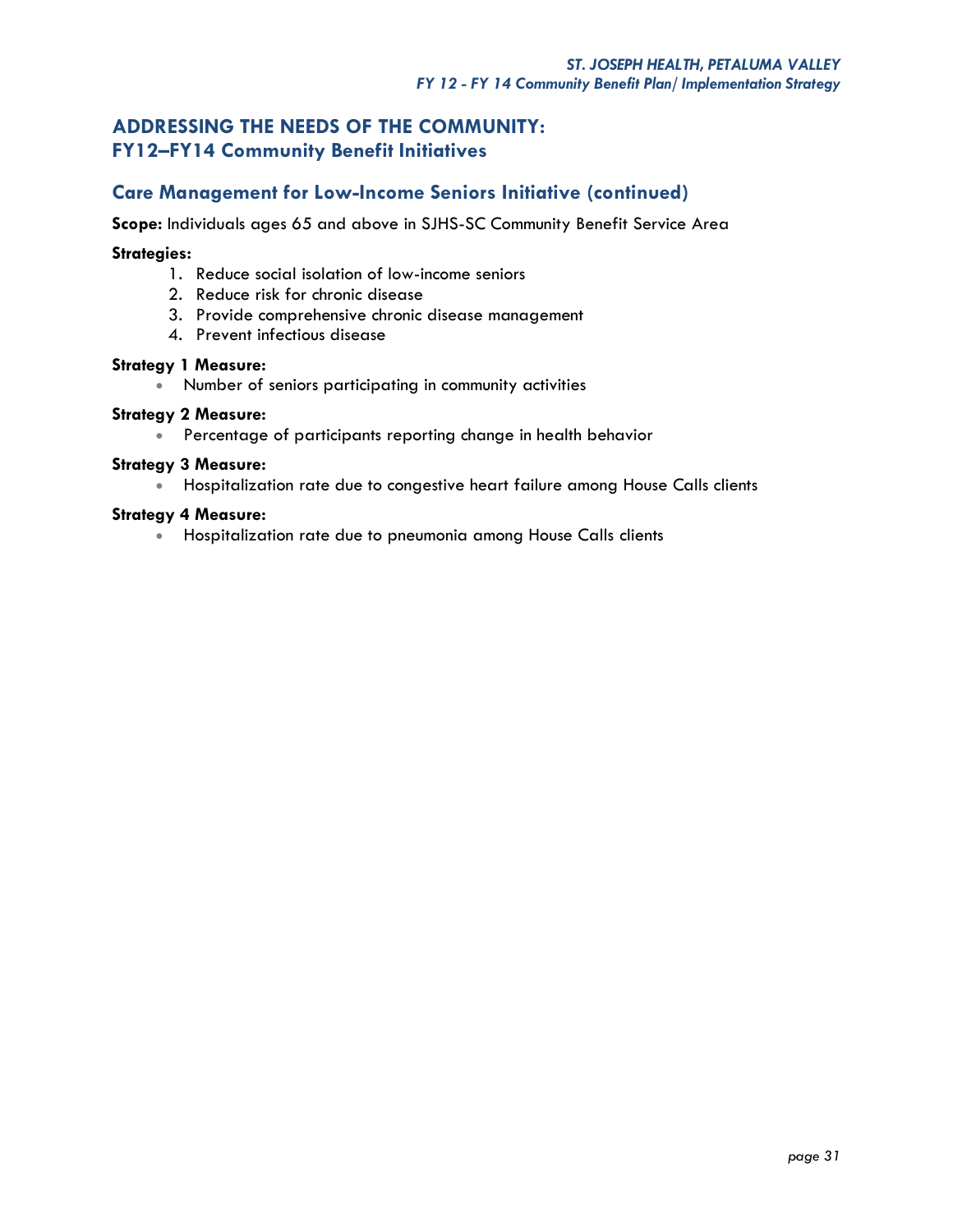## ADDRESSING THE NEEDS OF THE COMMUNITY: FY12–FY14 Community Benefit Initiatives

### Care Management for Low-Income Seniors Initiative (continued)

**Scope:** Individuals ages 65 and above in SJHS-SC Community Benefit Service Area

**Strategies:**

1. Reduce social isolation of low-income seniors
2. Reduce risk for chronic disease
3. Provide comprehensive chronic disease management
4. Prevent infectious disease

**Strategy 1 Measure:**

- Number of seniors participating in community activities

**Strategy 2 Measure:**

- Percentage of participants reporting change in health behavior

**Strategy 3 Measure:**

- Hospitalization rate due to congestive heart failure among House Calls clients

**Strategy 4 Measure:**

- Hospitalization rate due to pneumonia among House Calls clients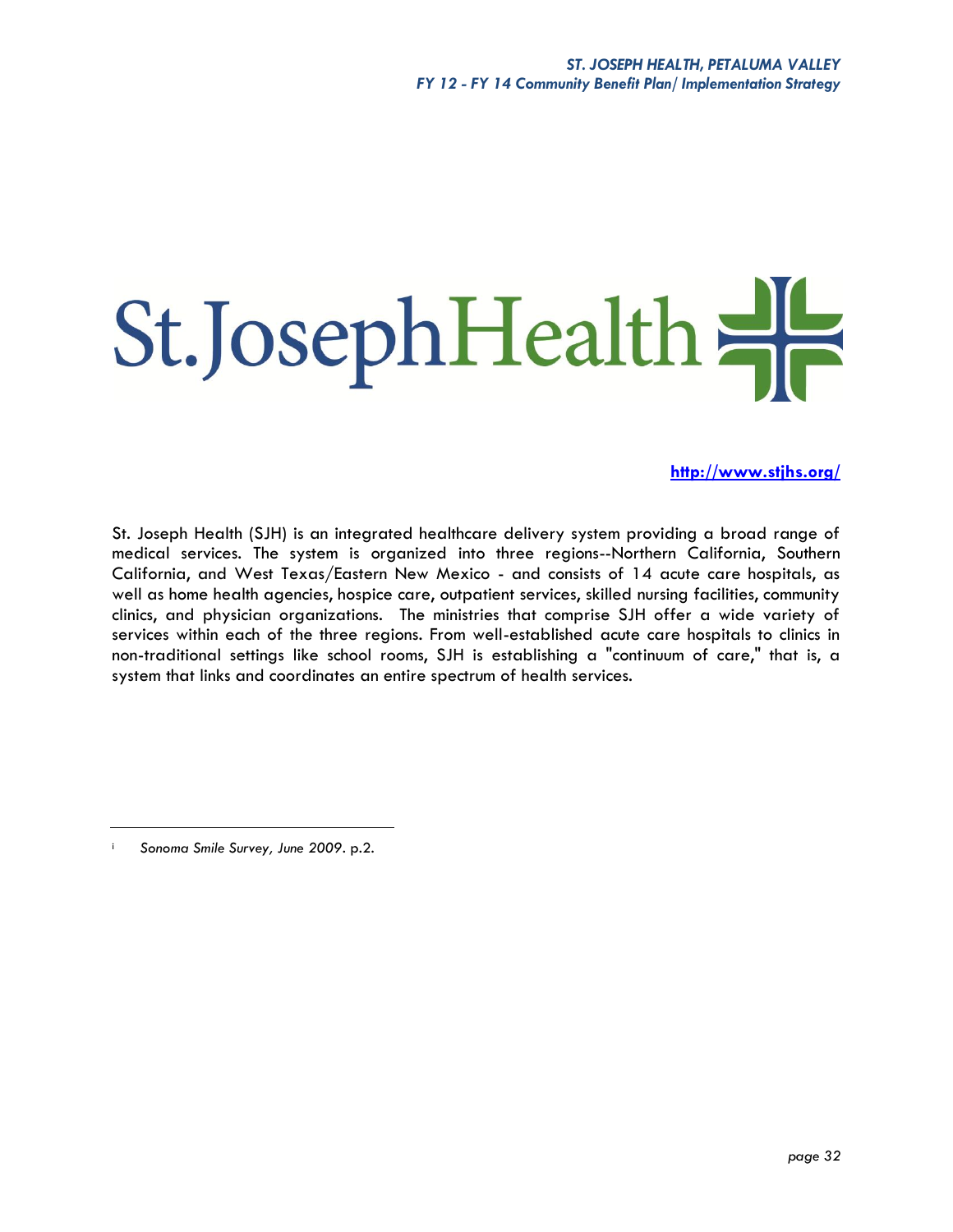St.JosephHealth

[http://www.stjhs.org/](http://www.stjhs.org/)

St. Joseph Health (SJH) is an integrated healthcare delivery system providing a broad range of medical services. The system is organized into three regions--Northern California, Southern California, and West Texas/Eastern New Mexico - and consists of 14 acute care hospitals, as well as home health agencies, hospice care, outpatient services, skilled nursing facilities, community clinics, and physician organizations. The ministries that comprise SJH offer a wide variety of services within each of the three regions. From well-established acute care hospitals to clinics in non-traditional settings like school rooms, SJH is establishing a "continuum of care," that is, a system that links and coordinates an entire spectrum of health services.

---

[i] *Sonoma Smile Survey, June 2009*. p.2.